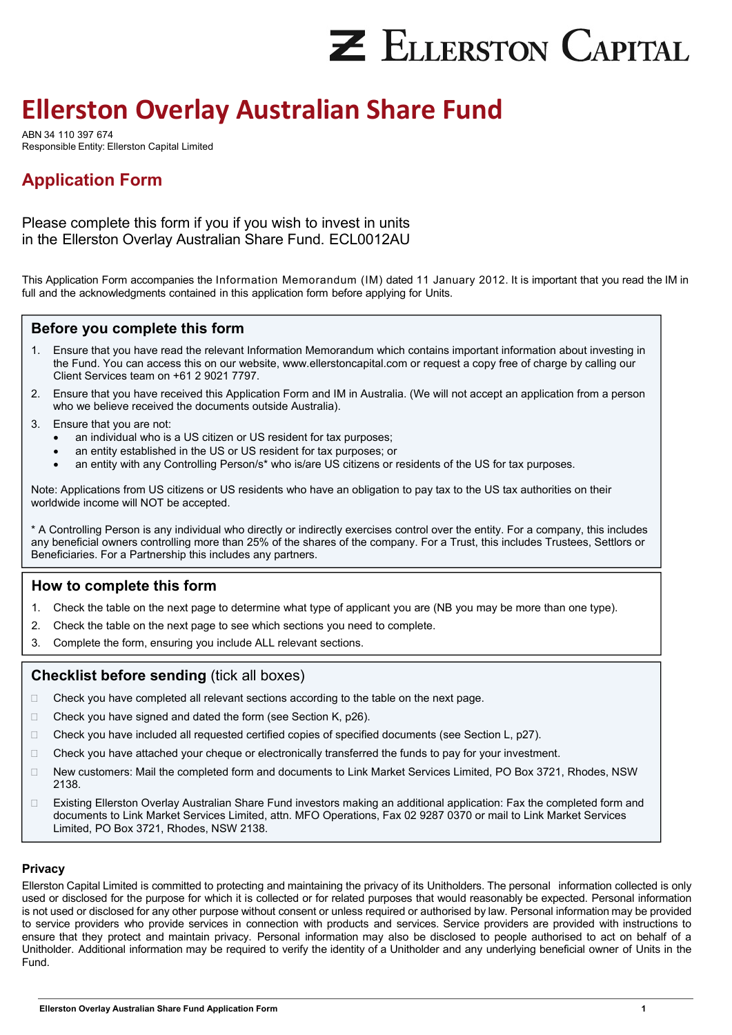ELLERSTON CAPITAL

# Ellerston Overlay Australian Share Fund

ABN 34 110 397 674
Responsible Entity: Ellerston Capital Limited

## Application Form

Please complete this form if you if you wish to invest in units in the Ellerston Overlay Australian Share Fund. ECL0012AU

This Application Form accompanies the Information Memorandum (IM) dated 11 January 2012. It is important that you read the IM in full and the acknowledgments contained in this application form before applying for Units.

### Before you complete this form

1. Ensure that you have read the relevant Information Memorandum which contains important information about investing in the Fund. You can access this on our website, www.ellerstoncapital.com or request a copy free of charge by calling our Client Services team on +61 2 9021 7797.
2. Ensure that you have received this Application Form and IM in Australia. (We will not accept an application from a person who we believe received the documents outside Australia).
3. Ensure that you are not:
   - an individual who is a US citizen or US resident for tax purposes;
   - an entity established in the US or US resident for tax purposes; or
   - an entity with any Controlling Person/s* who is/are US citizens or residents of the US for tax purposes.

Note: Applications from US citizens or US residents who have an obligation to pay tax to the US tax authorities on their worldwide income will NOT be accepted.

* A Controlling Person is any individual who directly or indirectly exercises control over the entity. For a company, this includes any beneficial owners controlling more than 25% of the shares of the company. For a Trust, this includes Trustees, Settlors or Beneficiaries. For a Partnership this includes any partners.

### How to complete this form

1. Check the table on the next page to determine what type of applicant you are (NB you may be more than one type).
2. Check the table on the next page to see which sections you need to complete.
3. Complete the form, ensuring you include ALL relevant sections.

### Checklist before sending (tick all boxes)

- ☐ Check you have completed all relevant sections according to the table on the next page.
- ☐ Check you have signed and dated the form (see Section K, p26).
- ☐ Check you have included all requested certified copies of specified documents (see Section L, p27).
- ☐ Check you have attached your cheque or electronically transferred the funds to pay for your investment.
- ☐ New customers: Mail the completed form and documents to Link Market Services Limited, PO Box 3721, Rhodes, NSW 2138.
- ☐ Existing Ellerston Overlay Australian Share Fund investors making an additional application: Fax the completed form and documents to Link Market Services Limited, attn. MFO Operations, Fax 02 9287 0370 or mail to Link Market Services Limited, PO Box 3721, Rhodes, NSW 2138.

### Privacy

Ellerston Capital Limited is committed to protecting and maintaining the privacy of its Unitholders. The personal information collected is only used or disclosed for the purpose for which it is collected or for related purposes that would reasonably be expected. Personal information is not used or disclosed for any other purpose without consent or unless required or authorised by law. Personal information may be provided to service providers who provide services in connection with products and services. Service providers are provided with instructions to ensure that they protect and maintain privacy. Personal information may also be disclosed to people authorised to act on behalf of a Unitholder. Additional information may be required to verify the identity of a Unitholder and any underlying beneficial owner of Units in the Fund.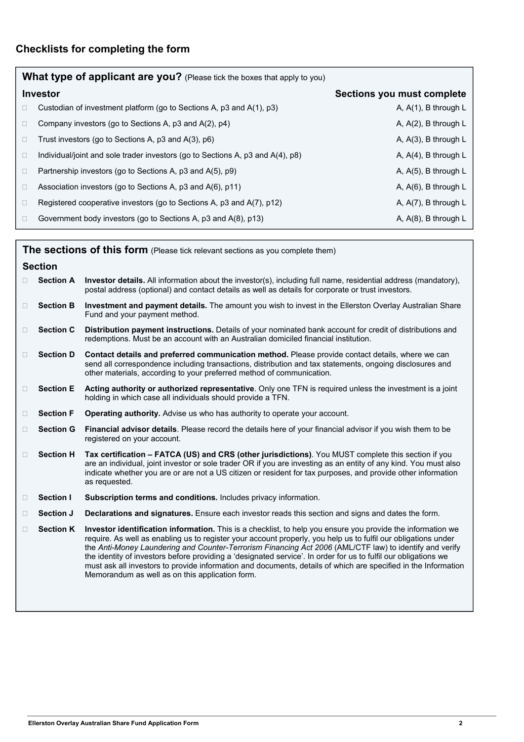## Checklists for completing the form

### What type of applicant are you? (Please tick the boxes that apply to you)

| Investor | Sections you must complete |
|---|---|
| □ Custodian of investment platform (go to Sections A, p3 and A(1), p3) | A, A(1), B through L |
| □ Company investors (go to Sections A, p3 and A(2), p4) | A, A(2), B through L |
| □ Trust investors (go to Sections A, p3 and A(3), p6) | A, A(3), B through L |
| □ Individual/joint and sole trader investors (go to Sections A, p3 and A(4), p8) | A, A(4), B through L |
| □ Partnership investors (go to Sections A, p3 and A(5), p9) | A, A(5), B through L |
| □ Association investors (go to Sections A, p3 and A(6), p11) | A, A(6), B through L |
| □ Registered cooperative investors (go to Sections A, p3 and A(7), p12) | A, A(7), B through L |
| □ Government body investors (go to Sections A, p3 and A(8), p13) | A, A(8), B through L |

### The sections of this form (Please tick relevant sections as you complete them)

| Section | |
|---|---|
| □ **Section A** | **Investor details.** All information about the investor(s), including full name, residential address (mandatory), postal address (optional) and contact details as well as details for corporate or trust investors. |
| □ **Section B** | **Investment and payment details.** The amount you wish to invest in the Ellerston Overlay Australian Share Fund and your payment method. |
| □ **Section C** | **Distribution payment instructions.** Details of your nominated bank account for credit of distributions and redemptions. Must be an account with an Australian domiciled financial institution. |
| □ **Section D** | **Contact details and preferred communication method.** Please provide contact details, where we can send all correspondence including transactions, distribution and tax statements, ongoing disclosures and other materials, according to your preferred method of communication. |
| □ **Section E** | **Acting authority or authorized representative**. Only one TFN is required unless the investment is a joint holding in which case all individuals should provide a TFN. |
| □ **Section F** | **Operating authority.** Advise us who has authority to operate your account. |
| □ **Section G** | **Financial advisor details**. Please record the details here of your financial advisor if you wish them to be registered on your account. |
| □ **Section H** | **Tax certification – FATCA (US) and CRS (other jurisdictions)**. You MUST complete this section if you are an individual, joint investor or sole trader OR if you are investing as an entity of any kind. You must also indicate whether you are or are not a US citizen or resident for tax purposes, and provide other information as requested. |
| □ **Section I** | **Subscription terms and conditions.** Includes privacy information. |
| □ **Section J** | **Declarations and signatures.** Ensure each investor reads this section and signs and dates the form. |
| □ **Section K** | **Investor identification information.** This is a checklist, to help you ensure you provide the information we require. As well as enabling us to register your account properly, you help us to fulfil our obligations under the *Anti-Money Laundering and Counter-Terrorism Financing Act 2006* (AML/CTF law) to identify and verify the identity of investors before providing a 'designated service'. In order for us to fulfil our obligations we must ask all investors to provide information and documents, details of which are specified in the Information Memorandum as well as on this application form. |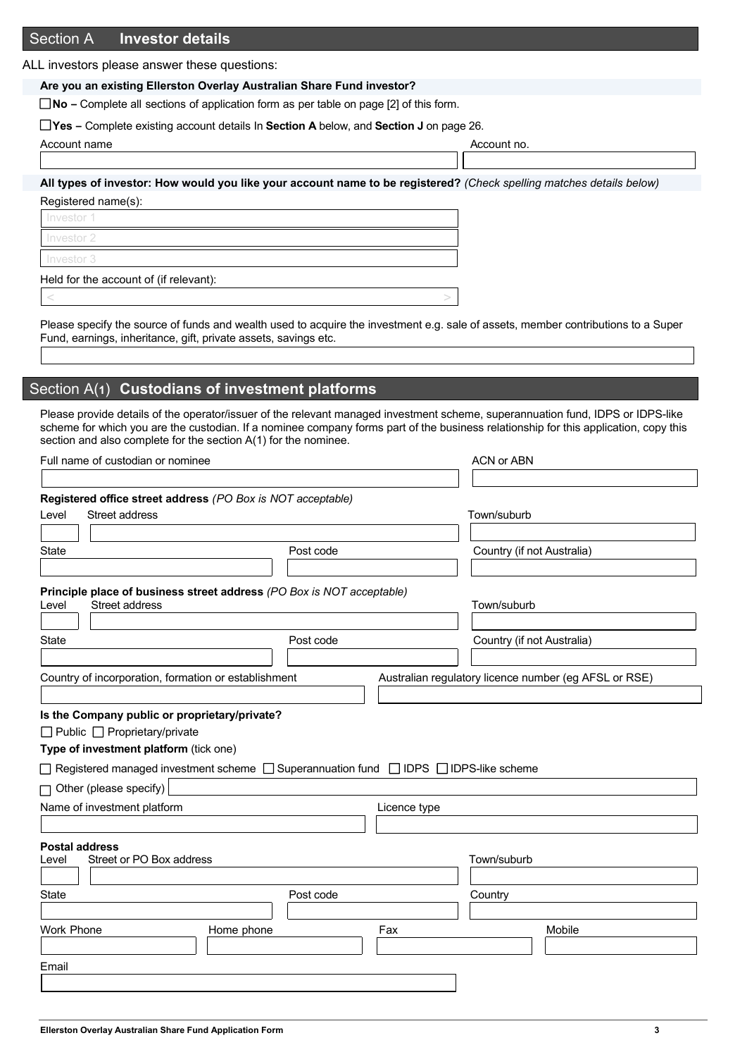## Section A Investor details

ALL investors please answer these questions:

**Are you an existing Ellerston Overlay Australian Share Fund investor?**

☐ **No –** Complete all sections of application form as per table on page [2] of this form.

☐ **Yes –** Complete existing account details In **Section A** below, and **Section J** on page 26.

Account name | Account no.

**All types of investor: How would you like your account name to be registered?** *(Check spelling matches details below)*

Registered name(s):

Investor 1

Investor 2

Investor 3

Held for the account of (if relevant):

< >

Please specify the source of funds and wealth used to acquire the investment e.g. sale of assets, member contributions to a Super Fund, earnings, inheritance, gift, private assets, savings etc.

## Section A(1) Custodians of investment platforms

Please provide details of the operator/issuer of the relevant managed investment scheme, superannuation fund, IDPS or IDPS-like scheme for which you are the custodian. If a nominee company forms part of the business relationship for this application, copy this section and also complete for the section A(1) for the nominee.

Full name of custodian or nominee | ACN or ABN

**Registered office street address** *(PO Box is NOT acceptable)*

Level | Street address | Town/suburb

State | Post code | Country (if not Australia)

**Principle place of business street address** *(PO Box is NOT acceptable)*

Level | Street address | Town/suburb

State | Post code | Country (if not Australia)

Country of incorporation, formation or establishment | Australian regulatory licence number (eg AFSL or RSE)

**Is the Company public or proprietary/private?**

☐ Public ☐ Proprietary/private

**Type of investment platform** (tick one)

☐ Registered managed investment scheme ☐ Superannuation fund ☐ IDPS ☐ IDPS-like scheme

☐ Other (please specify)

Name of investment platform | Licence type

**Postal address**

Level | Street or PO Box address | Town/suburb

State | Post code | Country

Work Phone | Home phone | Fax | Mobile

Email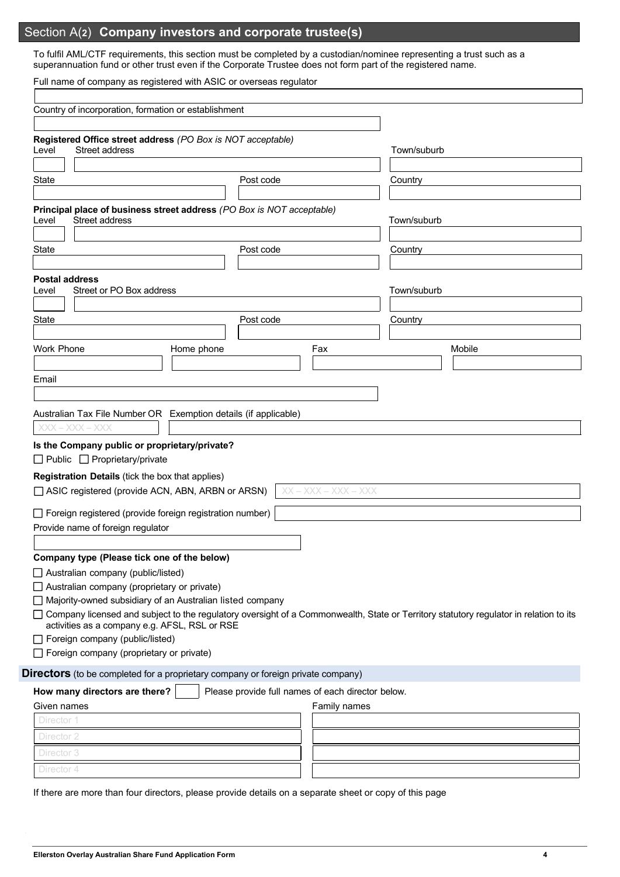## Section A(2) Company investors and corporate trustee(s)

To fulfil AML/CTF requirements, this section must be completed by a custodian/nominee representing a trust such as a superannuation fund or other trust even if the Corporate Trustee does not form part of the registered name.

Full name of company as registered with ASIC or overseas regulator

Country of incorporation, formation or establishment

**Registered Office street address** *(PO Box is NOT acceptable)*

Level | Street address | Town/suburb

State | Post code | Country

**Principal place of business street address** *(PO Box is NOT acceptable)*

Level | Street address | Town/suburb

State | Post code | Country

**Postal address**

Level | Street or PO Box address | Town/suburb

State | Post code | Country

Work Phone | Home phone | Fax | Mobile

Email

Australian Tax File Number OR Exemption details (if applicable)

XXX – XXX – XXX

**Is the Company public or proprietary/private?**

☐ Public ☐ Proprietary/private

**Registration Details** (tick the box that applies)

☐ ASIC registered (provide ACN, ABN, ARBN or ARSN) XX – XXX – XXX – XXX

☐ Foreign registered (provide foreign registration number)

Provide name of foreign regulator

**Company type (Please tick one of the below)**

☐ Australian company (public/listed)

☐ Australian company (proprietary or private)

☐ Majority-owned subsidiary of an Australian listed company

☐ Company licensed and subject to the regulatory oversight of a Commonwealth, State or Territory statutory regulator in relation to its activities as a company e.g. AFSL, RSL or RSE

☐ Foreign company (public/listed)

☐ Foreign company (proprietary or private)

### Directors (to be completed for a proprietary company or foreign private company)

**How many directors are there?** ☐ Please provide full names of each director below.

| Given names | Family names |
|---|---|
| Director 1 | |
| Director 2 | |
| Director 3 | |
| Director 4 | |

If there are more than four directors, please provide details on a separate sheet or copy of this page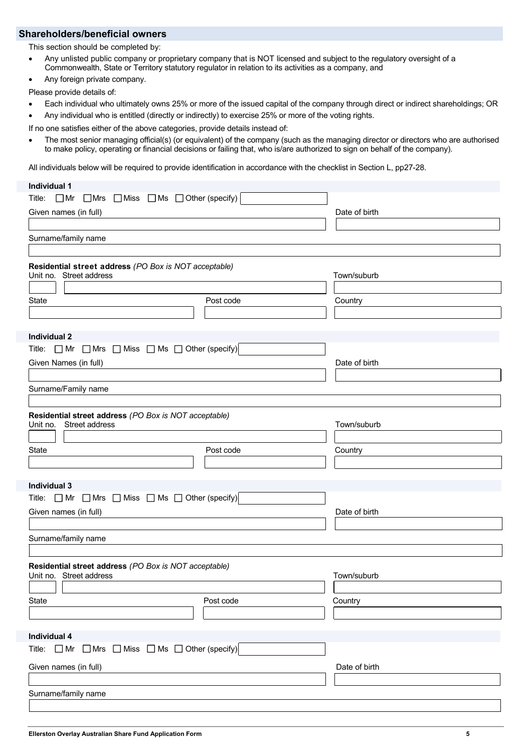## Shareholders/beneficial owners

This section should be completed by:

- Any unlisted public company or proprietary company that is NOT licensed and subject to the regulatory oversight of a Commonwealth, State or Territory statutory regulator in relation to its activities as a company, and
- Any foreign private company.

Please provide details of:

- Each individual who ultimately owns 25% or more of the issued capital of the company through direct or indirect shareholdings; OR
- Any individual who is entitled (directly or indirectly) to exercise 25% or more of the voting rights.

If no one satisfies either of the above categories, provide details instead of:

- The most senior managing official(s) (or equivalent) of the company (such as the managing director or directors who are authorised to make policy, operating or financial decisions or failing that, who is/are authorized to sign on behalf of the company).

All individuals below will be required to provide identification in accordance with the checklist in Section L, pp27-28.

### Individual 1

Title: ☐ Mr ☐ Mrs ☐ Miss ☐ Ms ☐ Other (specify) ____________

Given names (in full) ____________ Date of birth ____________

Surname/family name ____________

**Residential street address** *(PO Box is NOT acceptable)*

Unit no. ____ Street address ____________ Town/suburb ____________

State ____________ Post code ____________ Country ____________

### Individual 2

Title: ☐ Mr ☐ Mrs ☐ Miss ☐ Ms ☐ Other (specify) ____________

Given Names (in full) ____________ Date of birth ____________

Surname/Family name ____________

**Residential street address** *(PO Box is NOT acceptable)*

Unit no. ____ Street address ____________ Town/suburb ____________

State ____________ Post code ____________ Country ____________

### Individual 3

Title: ☐ Mr ☐ Mrs ☐ Miss ☐ Ms ☐ Other (specify) ____________

Given names (in full) ____________ Date of birth ____________

Surname/family name ____________

**Residential street address** *(PO Box is NOT acceptable)*

Unit no. ____ Street address ____________ Town/suburb ____________

State ____________ Post code ____________ Country ____________

### Individual 4

Title: ☐ Mr ☐ Mrs ☐ Miss ☐ Ms ☐ Other (specify) ____________

Given names (in full) ____________ Date of birth ____________

Surname/family name ____________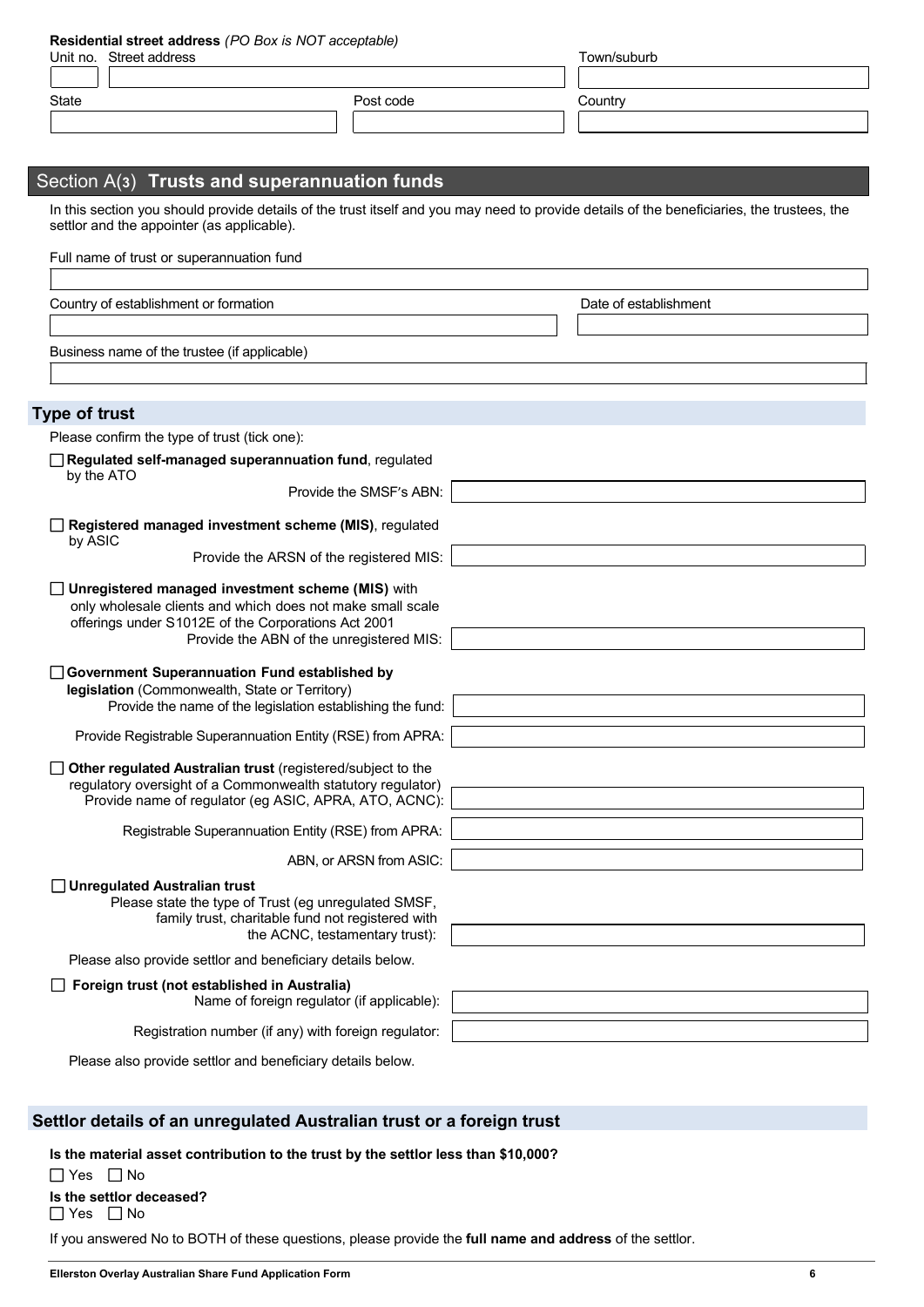**Residential street address** *(PO Box is NOT acceptable)*

Unit no. Street address

Town/suburb

State

Post code

Country

## Section A(3) Trusts and superannuation funds

In this section you should provide details of the trust itself and you may need to provide details of the beneficiaries, the trustees, the settlor and the appointer (as applicable).

Full name of trust or superannuation fund

Country of establishment or formation

Date of establishment

Business name of the trustee (if applicable)

### Type of trust

Please confirm the type of trust (tick one):

☐ **Regulated self-managed superannuation fund**, regulated by the ATO

Provide the SMSF's ABN:

☐ **Registered managed investment scheme (MIS)**, regulated by ASIC

Provide the ARSN of the registered MIS:

☐ **Unregistered managed investment scheme (MIS)** with only wholesale clients and which does not make small scale offerings under S1012E of the Corporations Act 2001

Provide the ABN of the unregistered MIS:

☐ **Government Superannuation Fund established by legislation** (Commonwealth, State or Territory)

Provide the name of the legislation establishing the fund:

Provide Registrable Superannuation Entity (RSE) from APRA:

☐ **Other regulated Australian trust** (registered/subject to the regulatory oversight of a Commonwealth statutory regulator)

Provide name of regulator (eg ASIC, APRA, ATO, ACNC):

Registrable Superannuation Entity (RSE) from APRA:

ABN, or ARSN from ASIC:

☐ **Unregulated Australian trust**

Please state the type of Trust (eg unregulated SMSF, family trust, charitable fund not registered with the ACNC, testamentary trust):

Please also provide settlor and beneficiary details below.

☐ **Foreign trust (not established in Australia)**

Name of foreign regulator (if applicable):

Registration number (if any) with foreign regulator:

Please also provide settlor and beneficiary details below.

### Settlor details of an unregulated Australian trust or a foreign trust

**Is the material asset contribution to the trust by the settlor less than $10,000?**

☐ Yes ☐ No

**Is the settlor deceased?**

☐ Yes ☐ No

If you answered No to BOTH of these questions, please provide the **full name and address** of the settlor.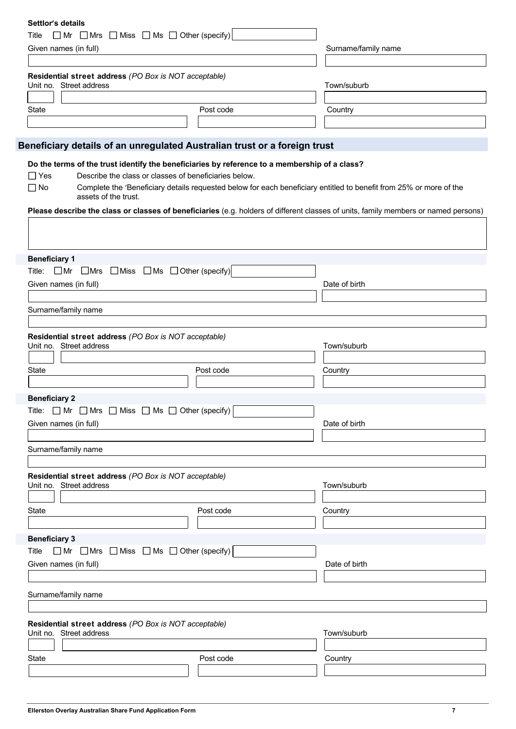**Settlor's details**

Title ☐ Mr ☐ Mrs ☐ Miss ☐ Ms ☐ Other (specify)

Given names (in full)

Surname/family name

**Residential street address** *(PO Box is NOT acceptable)*

Unit no. Street address

Town/suburb

State

Post code

Country

## Beneficiary details of an unregulated Australian trust or a foreign trust

**Do the terms of the trust identify the beneficiaries by reference to a membership of a class?**

☐ Yes Describe the class or classes of beneficiaries below.

☐ No Complete the 'Beneficiary details requested below for each beneficiary entitled to benefit from 25% or more of the assets of the trust.

**Please describe the class or classes of beneficiaries** (e.g. holders of different classes of units, family members or named persons)

**Beneficiary 1**

Title: ☐ Mr ☐ Mrs ☐ Miss ☐ Ms ☐ Other (specify)

Given names (in full)

Date of birth

Surname/family name

**Residential street address** *(PO Box is NOT acceptable)*

Unit no. Street address

Town/suburb

State

Post code

Country

**Beneficiary 2**

Title: ☐ Mr ☐ Mrs ☐ Miss ☐ Ms ☐ Other (specify)

Given names (in full)

Date of birth

Surname/family name

**Residential street address** *(PO Box is NOT acceptable)*

Unit no. Street address

Town/suburb

State

Post code

Country

**Beneficiary 3**

Title ☐ Mr ☐ Mrs ☐ Miss ☐ Ms ☐ Other (specify)

Given names (in full)

Date of birth

Surname/family name

**Residential street address** *(PO Box is NOT acceptable)*

Unit no. Street address

Town/suburb

State

Post code

Country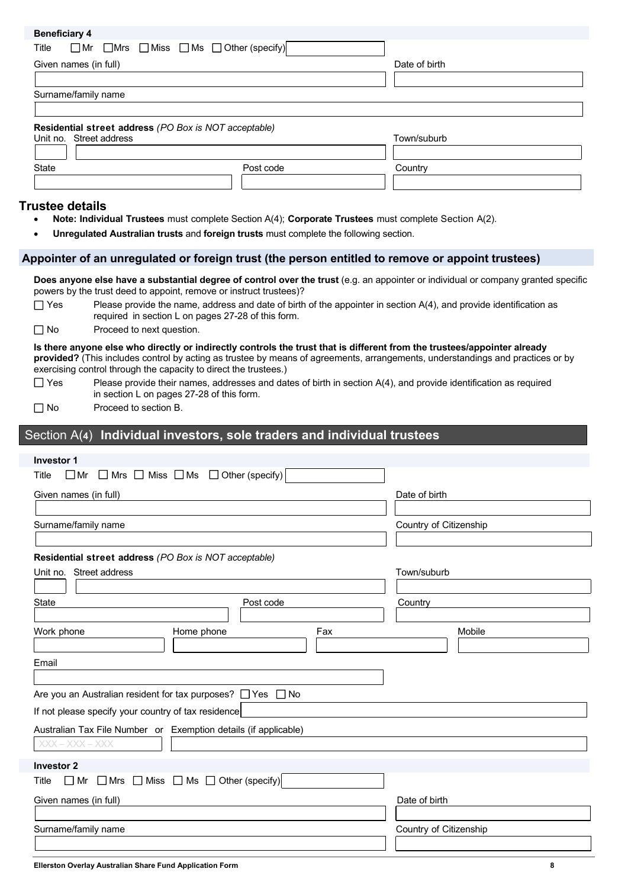**Beneficiary 4**

Title ☐ Mr ☐ Mrs ☐ Miss ☐ Ms ☐ Other (specify)

Given names (in full) | Date of birth

Surname/family name

**Residential street address** *(PO Box is NOT acceptable)*

Unit no. Street address | Town/suburb

State | Post code | Country

## Trustee details

- **Note: Individual Trustees** must complete Section A(4); **Corporate Trustees** must complete Section A(2).
- **Unregulated Australian trusts** and **foreign trusts** must complete the following section.

### Appointer of an unregulated or foreign trust (the person entitled to remove or appoint trustees)

**Does anyone else have a substantial degree of control over the trust** (e.g. an appointer or individual or company granted specific powers by the trust deed to appoint, remove or instruct trustees)?

☐ Yes Please provide the name, address and date of birth of the appointer in section A(4), and provide identification as required in section L on pages 27-28 of this form.

☐ No Proceed to next question.

**Is there anyone else who directly or indirectly controls the trust that is different from the trustees/appointer already provided?** (This includes control by acting as trustee by means of agreements, arrangements, understandings and practices or by exercising control through the capacity to direct the trustees.)

☐ Yes Please provide their names, addresses and dates of birth in section A(4), and provide identification as required in section L on pages 27-28 of this form.

☐ No Proceed to section B.

## Section A(4) Individual investors, sole traders and individual trustees

**Investor 1**

Title ☐ Mr ☐ Mrs ☐ Miss ☐ Ms ☐ Other (specify)

Given names (in full) | Date of birth

Surname/family name | Country of Citizenship

**Residential street address** *(PO Box is NOT acceptable)*

Unit no. Street address | Town/suburb

State | Post code | Country

Work phone | Home phone | Fax | Mobile

Email

Are you an Australian resident for tax purposes? ☐ Yes ☐ No

If not please specify your country of tax residence

Australian Tax File Number or Exemption details (if applicable)

XXX – XXX – XXX

**Investor 2**

Title ☐ Mr ☐ Mrs ☐ Miss ☐ Ms ☐ Other (specify)

Given names (in full) | Date of birth

Surname/family name | Country of Citizenship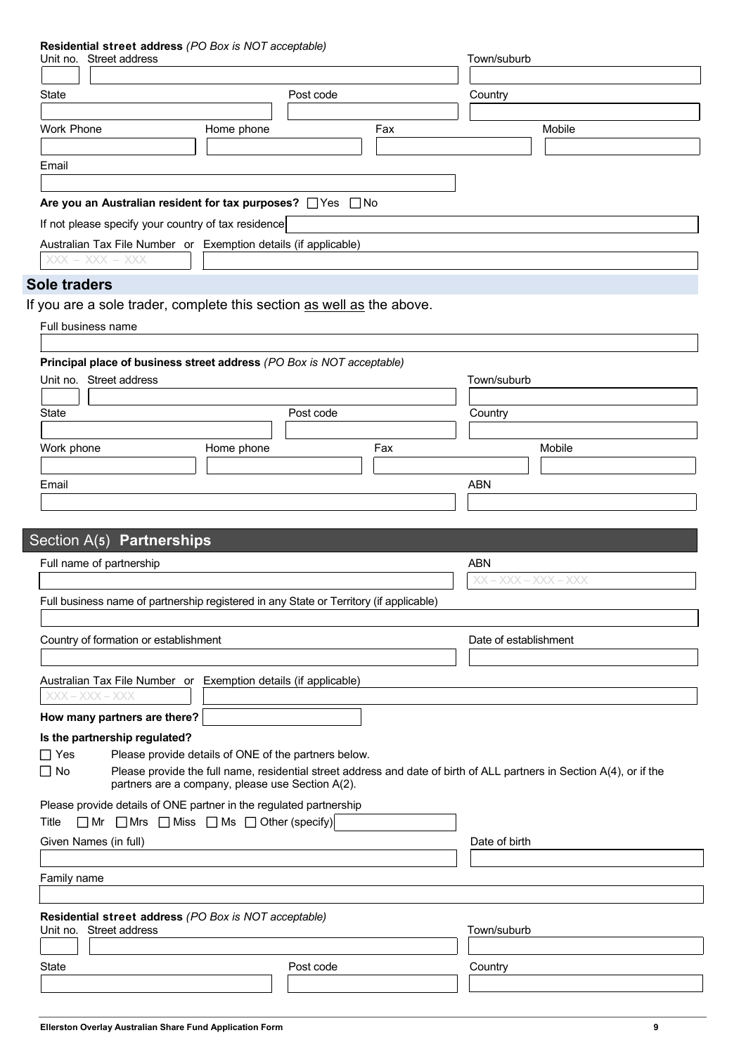**Residential street address** *(PO Box is NOT acceptable)*

Unit no. Street address | Town/suburb

State | Post code | Country

Work Phone | Home phone | Fax | Mobile

Email

**Are you an Australian resident for tax purposes?** ☐ Yes ☐ No

If not please specify your country of tax residence

Australian Tax File Number or Exemption details (if applicable)

XXX – XXX – XXX

## Sole traders

If you are a sole trader, complete this section as well as the above.

Full business name

**Principal place of business street address** *(PO Box is NOT acceptable)*

Unit no. Street address | Town/suburb

State | Post code | Country

Work phone | Home phone | Fax | Mobile

Email | ABN

## Section A(5) Partnerships

Full name of partnership | ABN

XX – XXX – XXX – XXX

Full business name of partnership registered in any State or Territory (if applicable)

Country of formation or establishment | Date of establishment

Australian Tax File Number or Exemption details (if applicable)

XXX – XXX – XXX

**How many partners are there?**

**Is the partnership regulated?**

☐ Yes Please provide details of ONE of the partners below.

☐ No Please provide the full name, residential street address and date of birth of ALL partners in Section A(4), or if the partners are a company, please use Section A(2).

Please provide details of ONE partner in the regulated partnership

Title ☐ Mr ☐ Mrs ☐ Miss ☐ Ms ☐ Other (specify)

Given Names (in full) | Date of birth

Family name

**Residential street address** *(PO Box is NOT acceptable)*

Unit no. Street address | Town/suburb

State | Post code | Country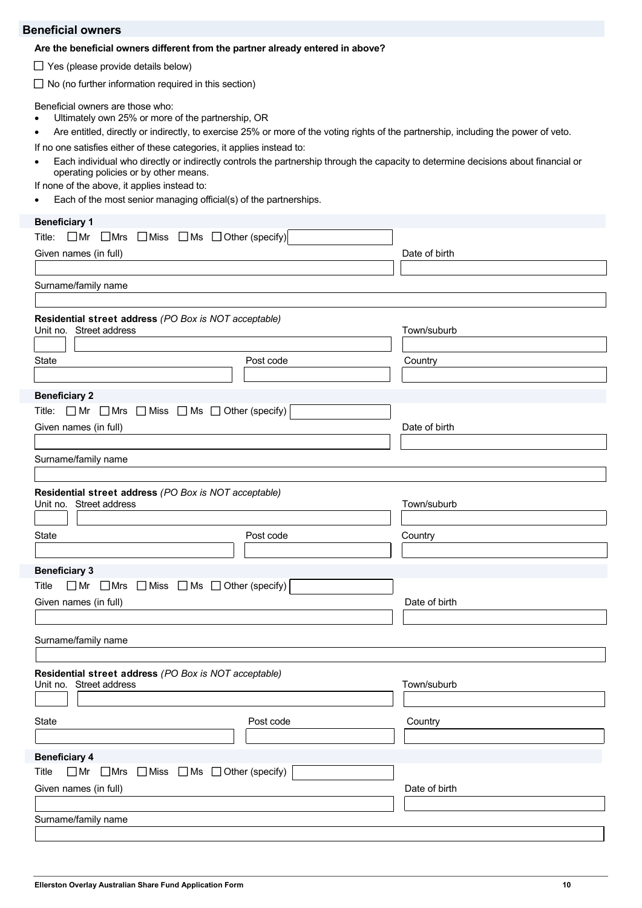## Beneficial owners

**Are the beneficial owners different from the partner already entered in above?**

☐ Yes (please provide details below)

☐ No (no further information required in this section)

Beneficial owners are those who:

- Ultimately own 25% or more of the partnership, OR
- Are entitled, directly or indirectly, to exercise 25% or more of the voting rights of the partnership, including the power of veto.

If no one satisfies either of these categories, it applies instead to:

- Each individual who directly or indirectly controls the partnership through the capacity to determine decisions about financial or operating policies or by other means.

If none of the above, it applies instead to:

- Each of the most senior managing official(s) of the partnerships.

### Beneficiary 1

Title: ☐ Mr ☐ Mrs ☐ Miss ☐ Ms ☐ Other (specify) \_\_\_\_\_\_\_\_

Given names (in full) \_\_\_\_\_\_\_\_ Date of birth \_\_\_\_\_\_\_\_

Surname/family name \_\_\_\_\_\_\_\_

**Residential street address** *(PO Box is NOT acceptable)*

Unit no. \_\_\_\_ Street address \_\_\_\_\_\_\_\_ Town/suburb \_\_\_\_\_\_\_\_

State \_\_\_\_\_\_\_\_ Post code \_\_\_\_\_\_\_\_ Country \_\_\_\_\_\_\_\_

### Beneficiary 2

Title: ☐ Mr ☐ Mrs ☐ Miss ☐ Ms ☐ Other (specify) \_\_\_\_\_\_\_\_

Given names (in full) \_\_\_\_\_\_\_\_ Date of birth \_\_\_\_\_\_\_\_

Surname/family name \_\_\_\_\_\_\_\_

**Residential street address** *(PO Box is NOT acceptable)*

Unit no. \_\_\_\_ Street address \_\_\_\_\_\_\_\_ Town/suburb \_\_\_\_\_\_\_\_

State \_\_\_\_\_\_\_\_ Post code \_\_\_\_\_\_\_\_ Country \_\_\_\_\_\_\_\_

### Beneficiary 3

Title ☐ Mr ☐ Mrs ☐ Miss ☐ Ms ☐ Other (specify) \_\_\_\_\_\_\_\_

Given names (in full) \_\_\_\_\_\_\_\_ Date of birth \_\_\_\_\_\_\_\_

Surname/family name \_\_\_\_\_\_\_\_

**Residential street address** *(PO Box is NOT acceptable)*

Unit no. \_\_\_\_ Street address \_\_\_\_\_\_\_\_ Town/suburb \_\_\_\_\_\_\_\_

State \_\_\_\_\_\_\_\_ Post code \_\_\_\_\_\_\_\_ Country \_\_\_\_\_\_\_\_

### Beneficiary 4

Title ☐ Mr ☐ Mrs ☐ Miss ☐ Ms ☐ Other (specify) \_\_\_\_\_\_\_\_

Given names (in full) \_\_\_\_\_\_\_\_ Date of birth \_\_\_\_\_\_\_\_

Surname/family name \_\_\_\_\_\_\_\_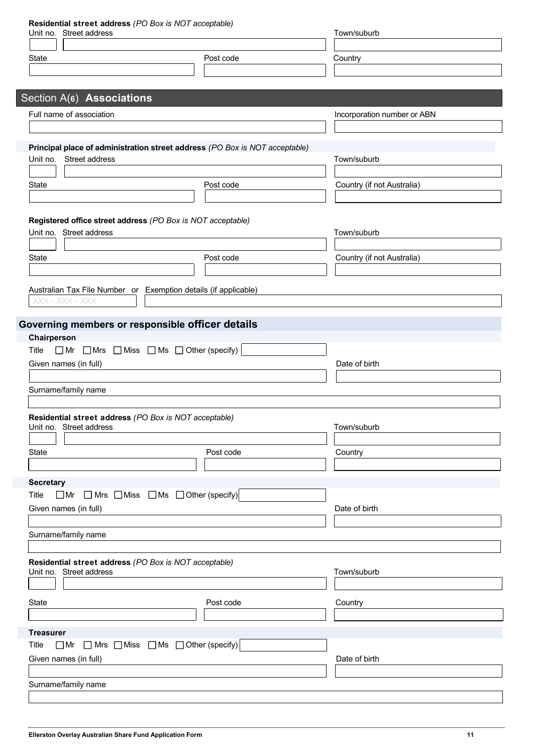**Residential street address** *(PO Box is NOT acceptable)*

Unit no. Street address

Town/suburb

State

Post code

Country

## Section A(6) Associations

Full name of association

Incorporation number or ABN

**Principal place of administration street address** *(PO Box is NOT acceptable)*

Unit no. Street address

Town/suburb

State

Post code

Country (if not Australia)

**Registered office street address** *(PO Box is NOT acceptable)*

Unit no. Street address

Town/suburb

State

Post code

Country (if not Australia)

Australian Tax File Number or Exemption details (if applicable)

XXX – XXX – XXX

## Governing members or responsible officer details

### Chairperson

Title ☐ Mr ☐ Mrs ☐ Miss ☐ Ms ☐ Other (specify)

Given names (in full)

Date of birth

Surname/family name

**Residential street address** *(PO Box is NOT acceptable)*

Unit no. Street address

Town/suburb

State

Post code

Country

### Secretary

Title ☐ Mr ☐ Mrs ☐ Miss ☐ Ms ☐ Other (specify)

Given names (in full)

Date of birth

Surname/family name

**Residential street address** *(PO Box is NOT acceptable)*

Unit no. Street address

Town/suburb

State

Post code

Country

### Treasurer

Title ☐ Mr ☐ Mrs ☐ Miss ☐ Ms ☐ Other (specify)

Given names (in full)

Date of birth

Surname/family name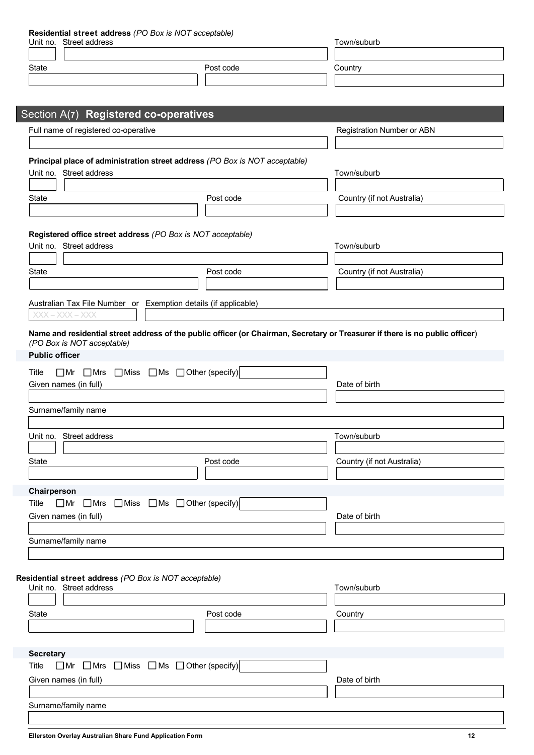**Residential street address** *(PO Box is NOT acceptable)*

Unit no. Street address

Town/suburb

State

Post code

Country

## Section A(7) Registered co-operatives

Full name of registered co-operative

Registration Number or ABN

**Principal place of administration street address** *(PO Box is NOT acceptable)*

Unit no. Street address

Town/suburb

State

Post code

Country (if not Australia)

**Registered office street address** *(PO Box is NOT acceptable)*

Unit no. Street address

Town/suburb

State

Post code

Country (if not Australia)

Australian Tax File Number or Exemption details (if applicable)

XXX – XXX – XXX

**Name and residential street address of the public officer (or Chairman, Secretary or Treasurer if there is no public officer)** *(PO Box is NOT acceptable)*

**Public officer**

Title ☐ Mr ☐ Mrs ☐ Miss ☐ Ms ☐ Other (specify)

Given names (in full)

Date of birth

Surname/family name

Unit no. Street address

Town/suburb

State

Post code

Country (if not Australia)

**Chairperson**

Title ☐ Mr ☐ Mrs ☐ Miss ☐ Ms ☐ Other (specify)

Given names (in full)

Date of birth

Surname/family name

**Residential street address** *(PO Box is NOT acceptable)*

Unit no. Street address

Town/suburb

State

Post code

Country

**Secretary**

Title ☐ Mr ☐ Mrs ☐ Miss ☐ Ms ☐ Other (specify)

Given names (in full)

Date of birth

Surname/family name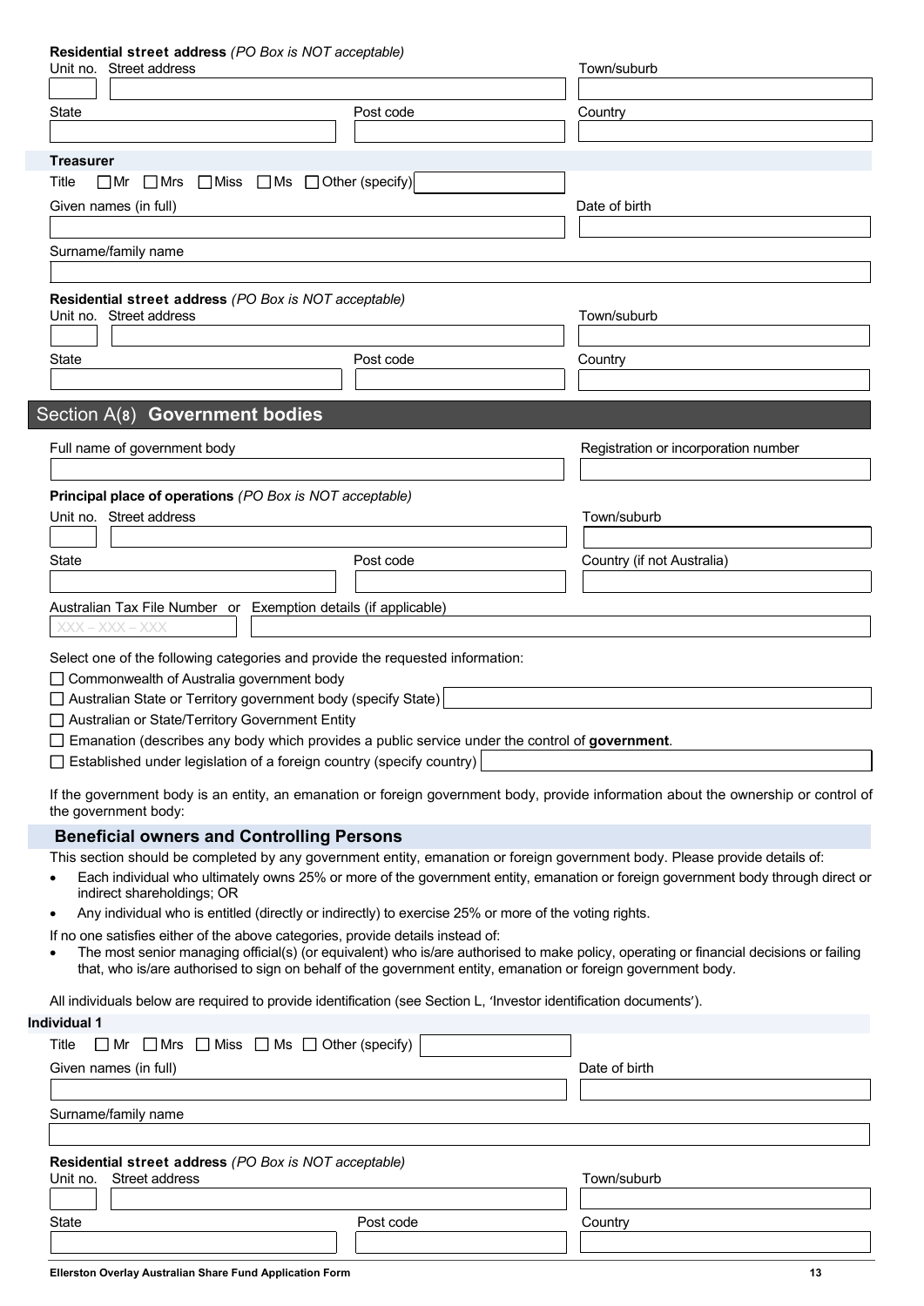**Residential street address** *(PO Box is NOT acceptable)*

Unit no. Street address | Town/suburb

State | Post code | Country

### Treasurer

Title ☐ Mr ☐ Mrs ☐ Miss ☐ Ms ☐ Other (specify)

Given names (in full) | Date of birth

Surname/family name

**Residential street address** *(PO Box is NOT acceptable)*

Unit no. Street address | Town/suburb

State | Post code | Country

## Section A(8) Government bodies

Full name of government body | Registration or incorporation number

**Principal place of operations** *(PO Box is NOT acceptable)*

Unit no. Street address | Town/suburb

State | Post code | Country (if not Australia)

Australian Tax File Number or Exemption details (if applicable)

XXX – XXX – XXX

Select one of the following categories and provide the requested information:

☐ Commonwealth of Australia government body

☐ Australian State or Territory government body (specify State)

☐ Australian or State/Territory Government Entity

☐ Emanation (describes any body which provides a public service under the control of **government**.

☐ Established under legislation of a foreign country (specify country)

If the government body is an entity, an emanation or foreign government body, provide information about the ownership or control of the government body:

### Beneficial owners and Controlling Persons

This section should be completed by any government entity, emanation or foreign government body. Please provide details of:

- Each individual who ultimately owns 25% or more of the government entity, emanation or foreign government body through direct or indirect shareholdings; OR
- Any individual who is entitled (directly or indirectly) to exercise 25% or more of the voting rights.

If no one satisfies either of the above categories, provide details instead of:

- The most senior managing official(s) (or equivalent) who is/are authorised to make policy, operating or financial decisions or failing that, who is/are authorised to sign on behalf of the government entity, emanation or foreign government body.

All individuals below are required to provide identification (see Section L, 'Investor identification documents').

**Individual 1**

Title ☐ Mr ☐ Mrs ☐ Miss ☐ Ms ☐ Other (specify)

Given names (in full) | Date of birth

Surname/family name

**Residential street address** *(PO Box is NOT acceptable)*

Unit no. Street address | Town/suburb

State | Post code | Country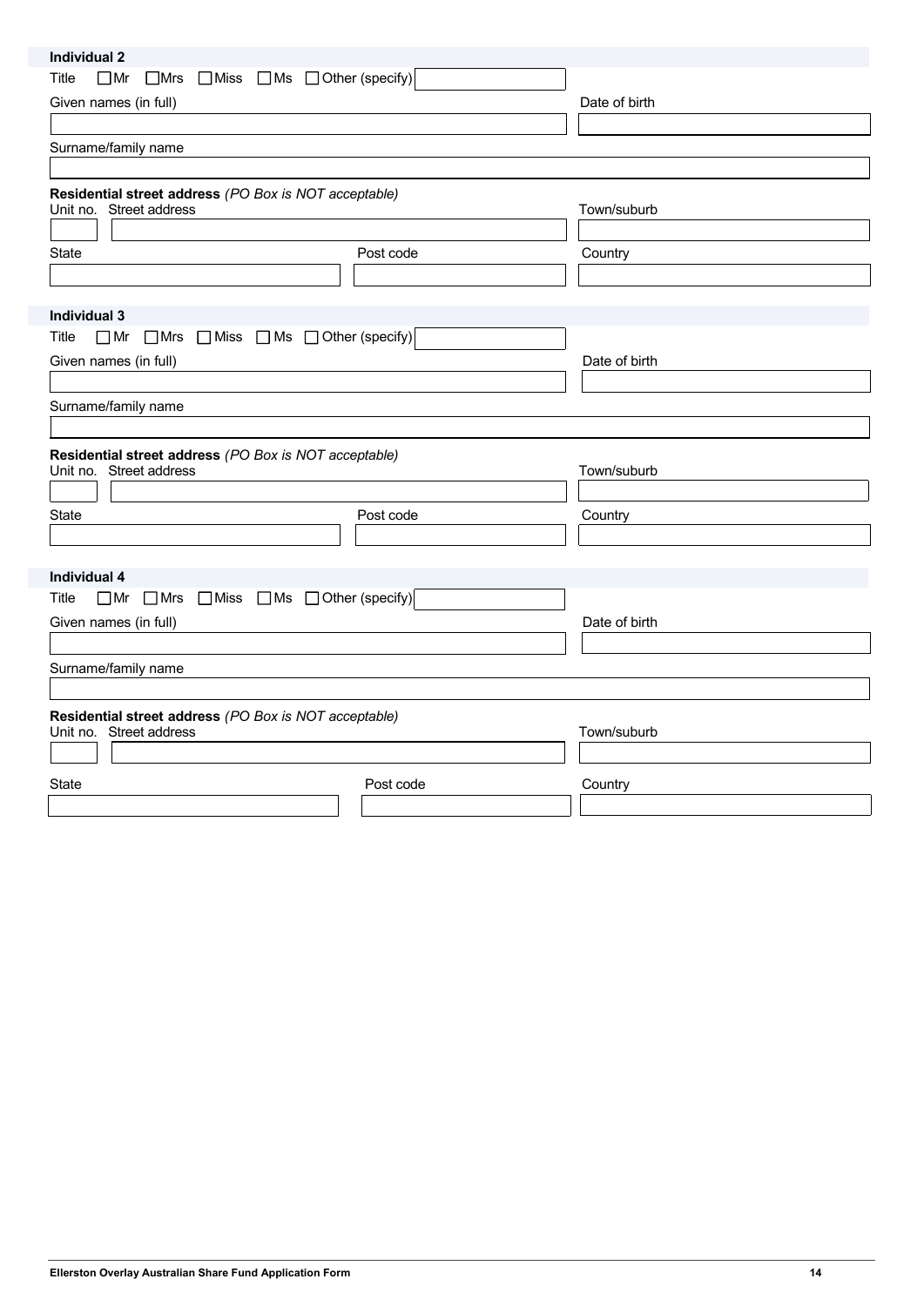### Individual 2

Title ☐ Mr ☐ Mrs ☐ Miss ☐ Ms ☐ Other (specify)

Given names (in full)

Date of birth

Surname/family name

**Residential street address** *(PO Box is NOT acceptable)*

Unit no. Street address

Town/suburb

State

Post code

Country

### Individual 3

Title ☐ Mr ☐ Mrs ☐ Miss ☐ Ms ☐ Other (specify)

Given names (in full)

Date of birth

Surname/family name

**Residential street address** *(PO Box is NOT acceptable)*

Unit no. Street address

Town/suburb

State

Post code

Country

### Individual 4

Title ☐ Mr ☐ Mrs ☐ Miss ☐ Ms ☐ Other (specify)

Given names (in full)

Date of birth

Surname/family name

**Residential street address** *(PO Box is NOT acceptable)*

Unit no. Street address

Town/suburb

State

Post code

Country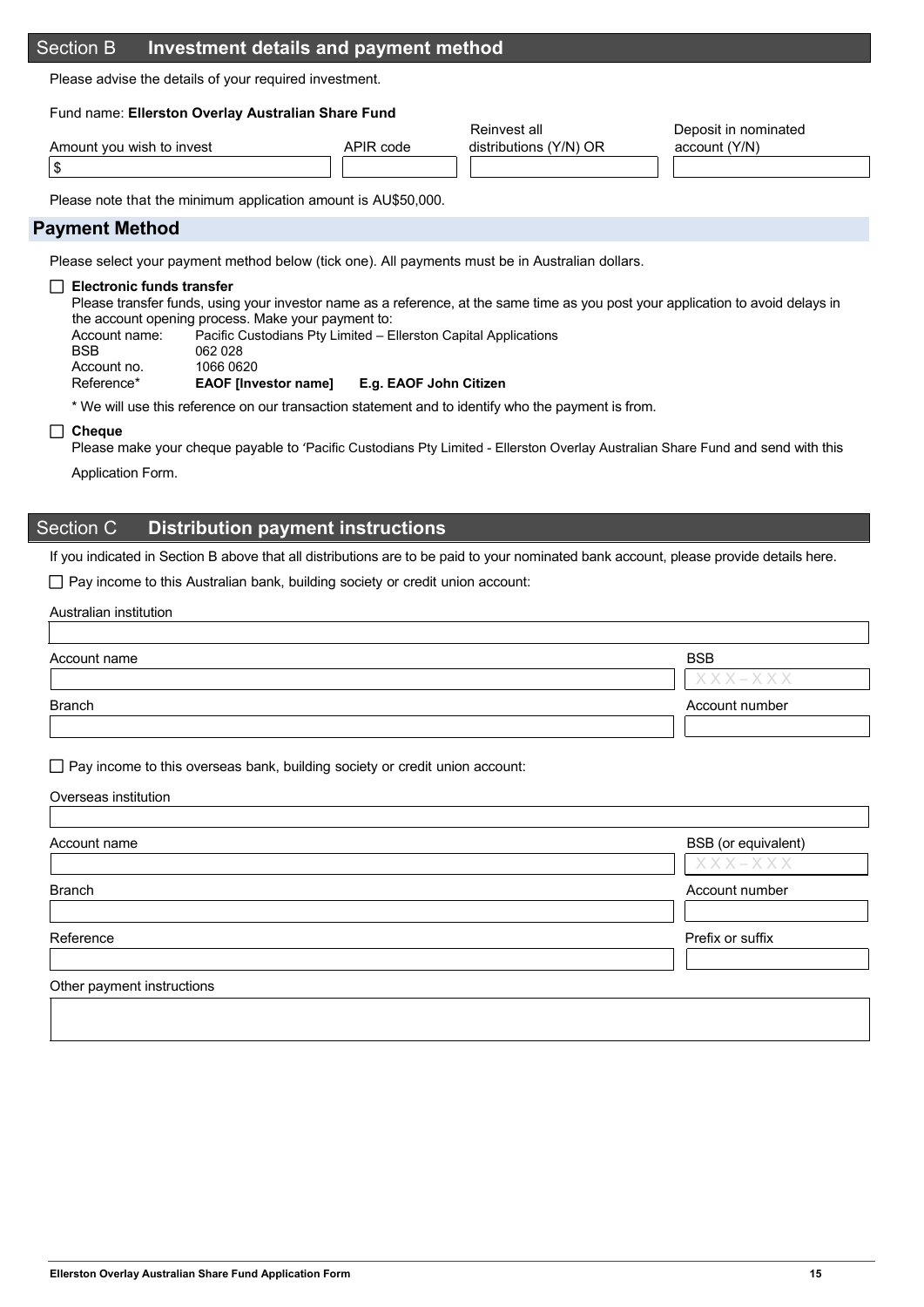## Section B Investment details and payment method

Please advise the details of your required investment.

Fund name: **Ellerston Overlay Australian Share Fund**

| Amount you wish to invest | APIR code | Reinvest all distributions (Y/N) OR | Deposit in nominated account (Y/N) |
|---|---|---|---|
| $ | | | |

Please note that the minimum application amount is AU$50,000.

### Payment Method

Please select your payment method below (tick one). All payments must be in Australian dollars.

☐ **Electronic funds transfer**

Please transfer funds, using your investor name as a reference, at the same time as you post your application to avoid delays in the account opening process. Make your payment to:

Account name: Pacific Custodians Pty Limited – Ellerston Capital Applications
BSB: 062 028
Account no.: 1066 0620
Reference*: **EAOF [Investor name]** **E.g. EAOF John Citizen**

\* We will use this reference on our transaction statement and to identify who the payment is from.

☐ **Cheque**

Please make your cheque payable to 'Pacific Custodians Pty Limited - Ellerston Overlay Australian Share Fund and send with this Application Form.

## Section C Distribution payment instructions

If you indicated in Section B above that all distributions are to be paid to your nominated bank account, please provide details here.

☐ Pay income to this Australian bank, building society or credit union account:

Australian institution

| Account name | BSB |
|---|---|
| | XXX – XXX |

| Branch | Account number |
|---|---|
| | |

☐ Pay income to this overseas bank, building society or credit union account:

Overseas institution

| Account name | BSB (or equivalent) |
|---|---|
| | XXX – XXX |

| Branch | Account number |
|---|---|
| | |

| Reference | Prefix or suffix |
|---|---|
| | |

Other payment instructions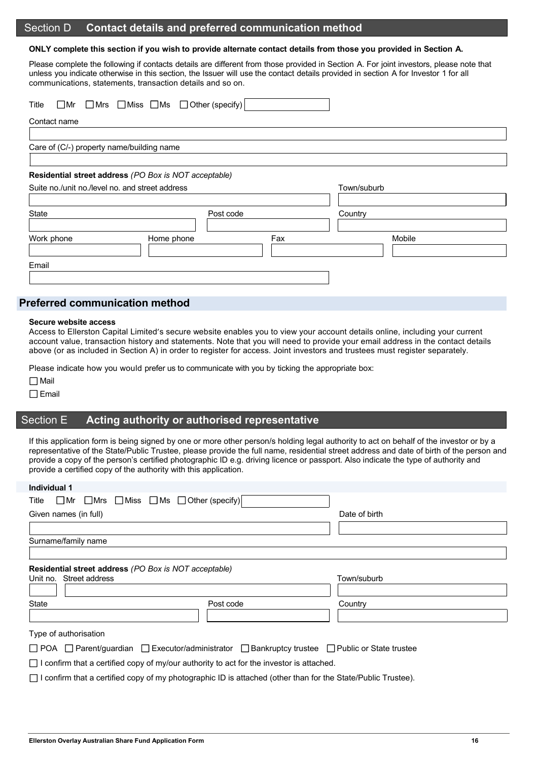## Section D Contact details and preferred communication method

**ONLY complete this section if you wish to provide alternate contact details from those you provided in Section A.**

Please complete the following if contacts details are different from those provided in Section A. For joint investors, please note that unless you indicate otherwise in this section, the Issuer will use the contact details provided in section A for Investor 1 for all communications, statements, transaction details and so on.

Title ☐ Mr ☐ Mrs ☐ Miss ☐ Ms ☐ Other (specify)

Contact name

Care of (C/-) property name/building name

**Residential street address** *(PO Box is NOT acceptable)*

Suite no./unit no./level no. and street address

Town/suburb

State

Post code

Country

Work phone

Home phone

Fax

Mobile

Email

### Preferred communication method

**Secure website access**

Access to Ellerston Capital Limited's secure website enables you to view your account details online, including your current account value, transaction history and statements. Note that you will need to provide your email address in the contact details above (or as included in Section A) in order to register for access. Joint investors and trustees must register separately.

Please indicate how you would prefer us to communicate with you by ticking the appropriate box:

☐ Mail

☐ Email

## Section E Acting authority or authorised representative

If this application form is being signed by one or more other person/s holding legal authority to act on behalf of the investor or by a representative of the State/Public Trustee, please provide the full name, residential street address and date of birth of the person and provide a copy of the person's certified photographic ID e.g. driving licence or passport. Also indicate the type of authority and provide a certified copy of the authority with this application.

**Individual 1**

Title ☐ Mr ☐ Mrs ☐ Miss ☐ Ms ☐ Other (specify)

Given names (in full)

Date of birth

Surname/family name

**Residential street address** *(PO Box is NOT acceptable)*

Unit no. Street address

Town/suburb

State

Post code

Country

Type of authorisation

☐ POA ☐ Parent/guardian ☐ Executor/administrator ☐ Bankruptcy trustee ☐ Public or State trustee

☐ I confirm that a certified copy of my/our authority to act for the investor is attached.

☐ I confirm that a certified copy of my photographic ID is attached (other than for the State/Public Trustee).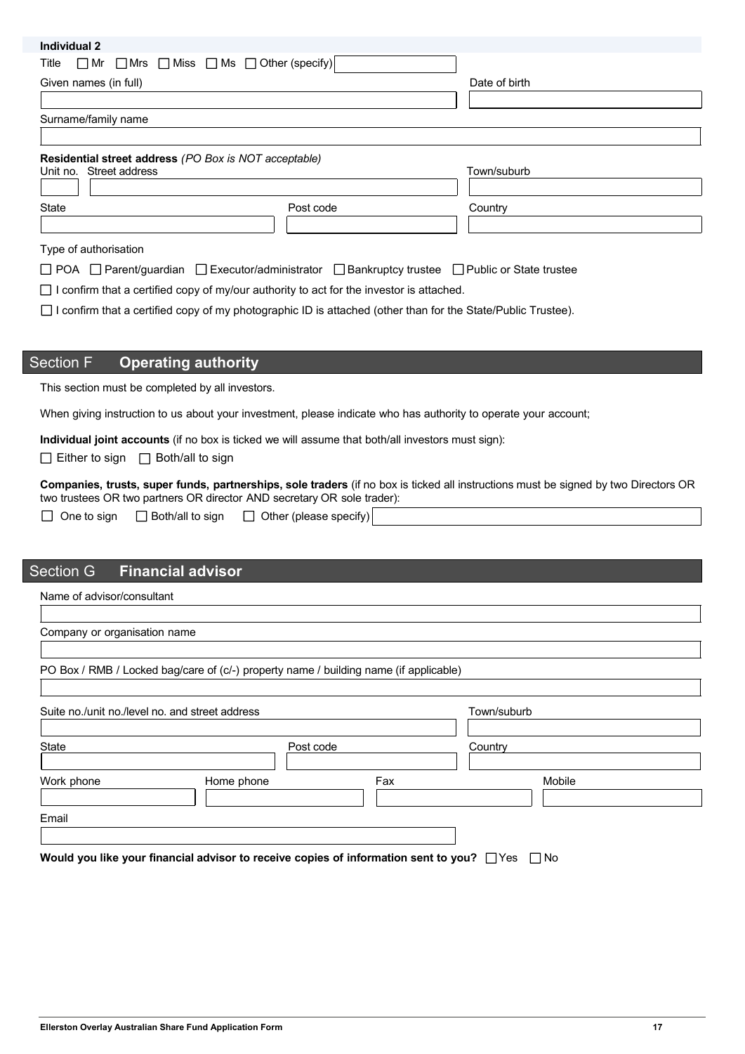**Individual 2**

Title ☐ Mr ☐ Mrs ☐ Miss ☐ Ms ☐ Other (specify)

Given names (in full)

Date of birth

Surname/family name

**Residential street address** *(PO Box is NOT acceptable)*

Unit no. Street address

Town/suburb

State

Post code

Country

Type of authorisation

☐ POA ☐ Parent/guardian ☐ Executor/administrator ☐ Bankruptcy trustee ☐ Public or State trustee

☐ I confirm that a certified copy of my/our authority to act for the investor is attached.

☐ I confirm that a certified copy of my photographic ID is attached (other than for the State/Public Trustee).

## Section F **Operating authority**

This section must be completed by all investors.

When giving instruction to us about your investment, please indicate who has authority to operate your account;

**Individual joint accounts** (if no box is ticked we will assume that both/all investors must sign):

☐ Either to sign ☐ Both/all to sign

**Companies, trusts, super funds, partnerships, sole traders** (if no box is ticked all instructions must be signed by two Directors OR two trustees OR two partners OR director AND secretary OR sole trader):

☐ One to sign ☐ Both/all to sign ☐ Other (please specify)

## Section G **Financial advisor**

Name of advisor/consultant

Company or organisation name

PO Box / RMB / Locked bag/care of (c/-) property name / building name (if applicable)

Suite no./unit no./level no. and street address

Town/suburb

State

Post code

Country

Work phone

Home phone

Fax

Mobile

Email

**Would you like your financial advisor to receive copies of information sent to you?** ☐ Yes ☐ No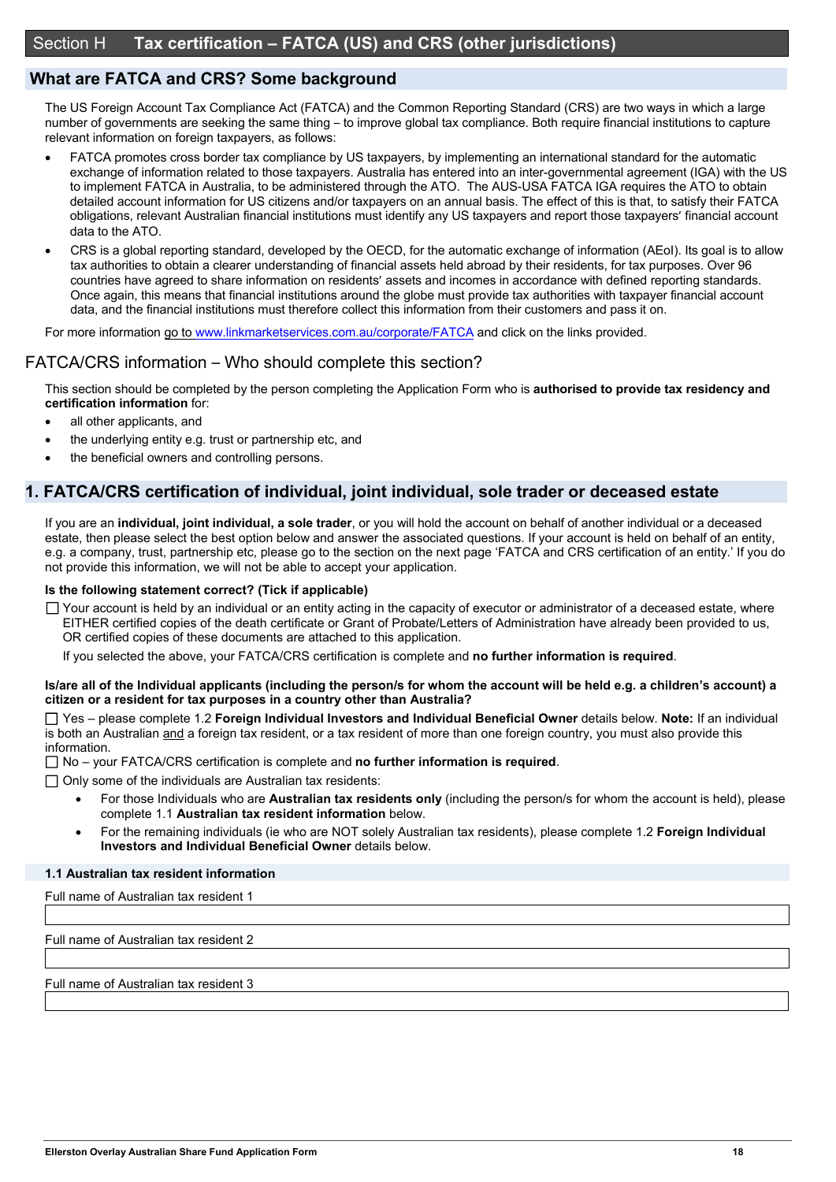# Section H Tax certification – FATCA (US) and CRS (other jurisdictions)

## What are FATCA and CRS? Some background

The US Foreign Account Tax Compliance Act (FATCA) and the Common Reporting Standard (CRS) are two ways in which a large number of governments are seeking the same thing – to improve global tax compliance. Both require financial institutions to capture relevant information on foreign taxpayers, as follows:

- FATCA promotes cross border tax compliance by US taxpayers, by implementing an international standard for the automatic exchange of information related to those taxpayers. Australia has entered into an inter-governmental agreement (IGA) with the US to implement FATCA in Australia, to be administered through the ATO. The AUS-USA FATCA IGA requires the ATO to obtain detailed account information for US citizens and/or taxpayers on an annual basis. The effect of this is that, to satisfy their FATCA obligations, relevant Australian financial institutions must identify any US taxpayers and report those taxpayers' financial account data to the ATO.
- CRS is a global reporting standard, developed by the OECD, for the automatic exchange of information (AEoI). Its goal is to allow tax authorities to obtain a clearer understanding of financial assets held abroad by their residents, for tax purposes. Over 96 countries have agreed to share information on residents' assets and incomes in accordance with defined reporting standards. Once again, this means that financial institutions around the globe must provide tax authorities with taxpayer financial account data, and the financial institutions must therefore collect this information from their customers and pass it on.

For more information go to www.linkmarketservices.com.au/corporate/FATCA and click on the links provided.

## FATCA/CRS information – Who should complete this section?

This section should be completed by the person completing the Application Form who is **authorised to provide tax residency and certification information** for:

- all other applicants, and
- the underlying entity e.g. trust or partnership etc, and
- the beneficial owners and controlling persons.

## 1. FATCA/CRS certification of individual, joint individual, sole trader or deceased estate

If you are an **individual, joint individual, a sole trader**, or you will hold the account on behalf of another individual or a deceased estate, then please select the best option below and answer the associated questions. If your account is held on behalf of an entity, e.g. a company, trust, partnership etc, please go to the section on the next page 'FATCA and CRS certification of an entity.' If you do not provide this information, we will not be able to accept your application.

**Is the following statement correct? (Tick if applicable)**

☐ Your account is held by an individual or an entity acting in the capacity of executor or administrator of a deceased estate, where EITHER certified copies of the death certificate or Grant of Probate/Letters of Administration have already been provided to us, OR certified copies of these documents are attached to this application.

If you selected the above, your FATCA/CRS certification is complete and **no further information is required**.

**Is/are all of the Individual applicants (including the person/s for whom the account will be held e.g. a children's account) a citizen or a resident for tax purposes in a country other than Australia?**

☐ Yes – please complete 1.2 **Foreign Individual Investors and Individual Beneficial Owner** details below. **Note:** If an individual is both an Australian and a foreign tax resident, or a tax resident of more than one foreign country, you must also provide this information.

☐ No – your FATCA/CRS certification is complete and **no further information is required**.

☐ Only some of the individuals are Australian tax residents:

- For those Individuals who are **Australian tax residents only** (including the person/s for whom the account is held), please complete 1.1 **Australian tax resident information** below.
- For the remaining individuals (ie who are NOT solely Australian tax residents), please complete 1.2 **Foreign Individual Investors and Individual Beneficial Owner** details below.

### 1.1 Australian tax resident information

Full name of Australian tax resident 1

Full name of Australian tax resident 2

Full name of Australian tax resident 3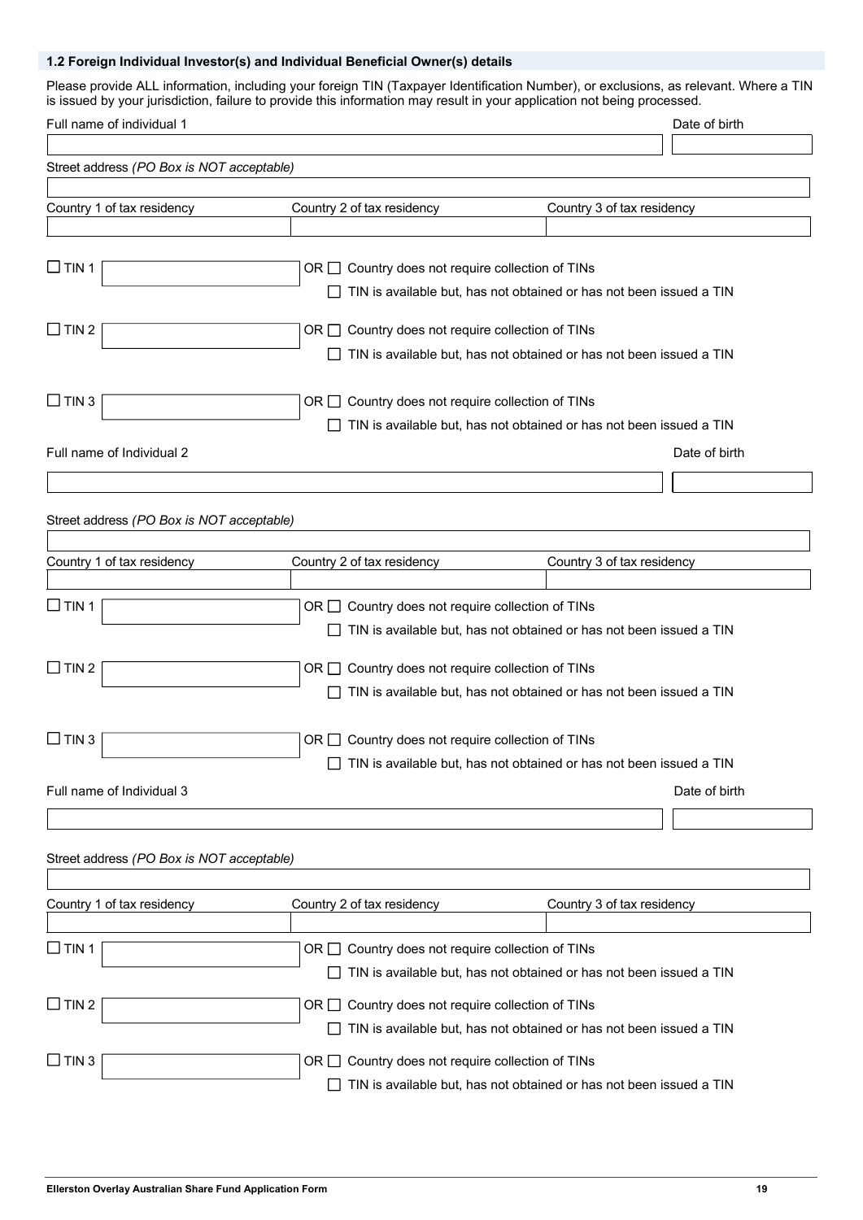### 1.2 Foreign Individual Investor(s) and Individual Beneficial Owner(s) details

Please provide ALL information, including your foreign TIN (Taxpayer Identification Number), or exclusions, as relevant. Where a TIN is issued by your jurisdiction, failure to provide this information may result in your application not being processed.

Full name of individual 1 | Date of birth

Street address *(PO Box is NOT acceptable)*

| Country 1 of tax residency | Country 2 of tax residency | Country 3 of tax residency |
|---|---|---|
| | | |

☐ TIN 1 ____________ OR ☐ Country does not require collection of TINs
☐ TIN is available but, has not obtained or has not been issued a TIN

☐ TIN 2 ____________ OR ☐ Country does not require collection of TINs
☐ TIN is available but, has not obtained or has not been issued a TIN

☐ TIN 3 ____________ OR ☐ Country does not require collection of TINs
☐ TIN is available but, has not obtained or has not been issued a TIN

Full name of Individual 2 | Date of birth

Street address *(PO Box is NOT acceptable)*

| Country 1 of tax residency | Country 2 of tax residency | Country 3 of tax residency |
|---|---|---|
| | | |

☐ TIN 1 ____________ OR ☐ Country does not require collection of TINs
☐ TIN is available but, has not obtained or has not been issued a TIN

☐ TIN 2 ____________ OR ☐ Country does not require collection of TINs
☐ TIN is available but, has not obtained or has not been issued a TIN

☐ TIN 3 ____________ OR ☐ Country does not require collection of TINs
☐ TIN is available but, has not obtained or has not been issued a TIN

Full name of Individual 3 | Date of birth

Street address *(PO Box is NOT acceptable)*

| Country 1 of tax residency | Country 2 of tax residency | Country 3 of tax residency |
|---|---|---|
| | | |

☐ TIN 1 ____________ OR ☐ Country does not require collection of TINs
☐ TIN is available but, has not obtained or has not been issued a TIN

☐ TIN 2 ____________ OR ☐ Country does not require collection of TINs
☐ TIN is available but, has not obtained or has not been issued a TIN

☐ TIN 3 ____________ OR ☐ Country does not require collection of TINs
☐ TIN is available but, has not obtained or has not been issued a TIN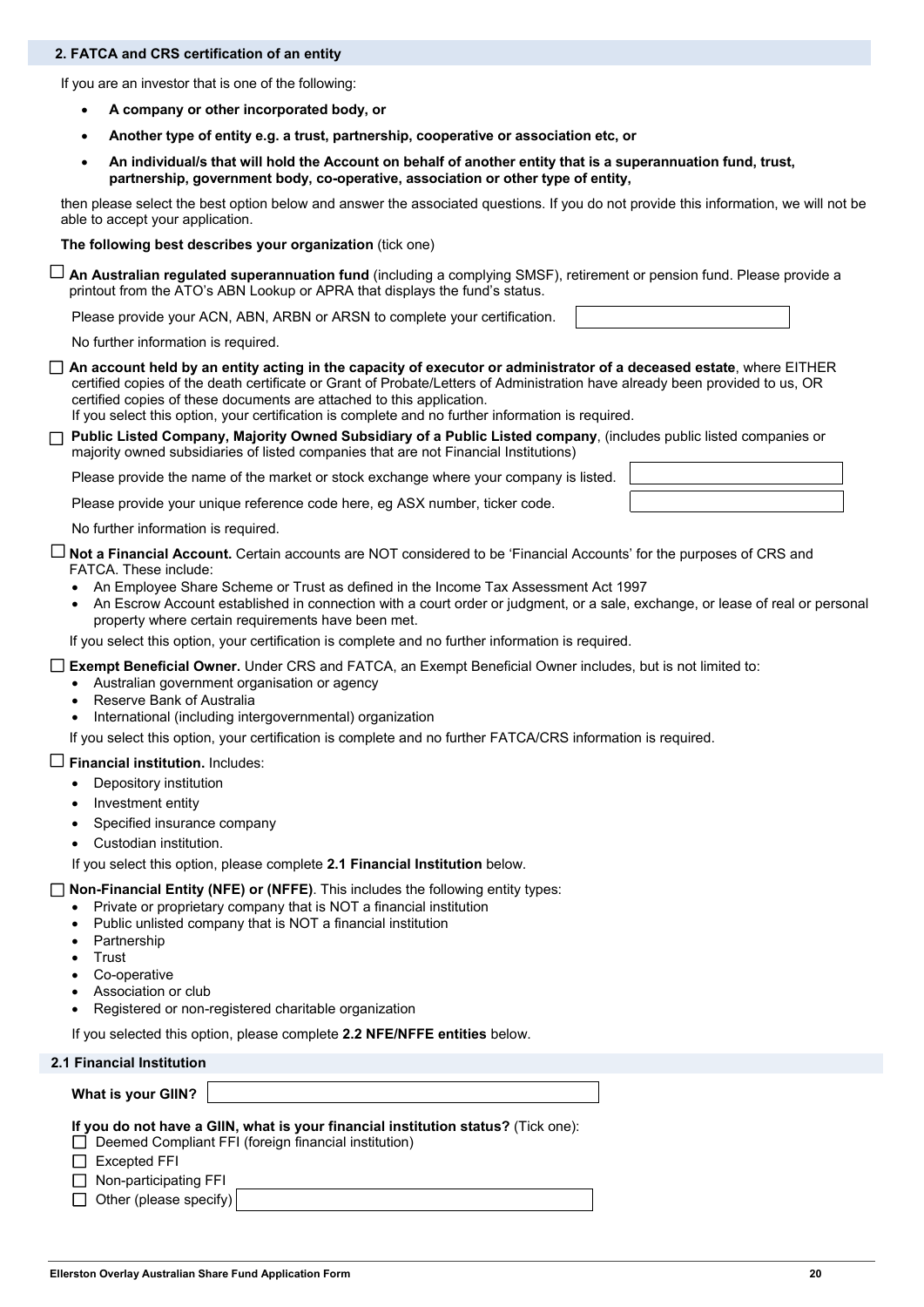## 2. FATCA and CRS certification of an entity

If you are an investor that is one of the following:

- **A company or other incorporated body, or**
- **Another type of entity e.g. a trust, partnership, cooperative or association etc, or**
- **An individual/s that will hold the Account on behalf of another entity that is a superannuation fund, trust, partnership, government body, co-operative, association or other type of entity,**

then please select the best option below and answer the associated questions. If you do not provide this information, we will not be able to accept your application.

**The following best describes your organization** (tick one)

☐ **An Australian regulated superannuation fund** (including a complying SMSF), retirement or pension fund. Please provide a printout from the ATO's ABN Lookup or APRA that displays the fund's status.

Please provide your ACN, ABN, ARBN or ARSN to complete your certification. ____________________

No further information is required.

☐ **An account held by an entity acting in the capacity of executor or administrator of a deceased estate**, where EITHER certified copies of the death certificate or Grant of Probate/Letters of Administration have already been provided to us, OR certified copies of these documents are attached to this application.
If you select this option, your certification is complete and no further information is required.

☐ **Public Listed Company, Majority Owned Subsidiary of a Public Listed company**, (includes public listed companies or majority owned subsidiaries of listed companies that are not Financial Institutions)

Please provide the name of the market or stock exchange where your company is listed. ____________________

Please provide your unique reference code here, eg ASX number, ticker code. ____________________

No further information is required.

☐ **Not a Financial Account.** Certain accounts are NOT considered to be 'Financial Accounts' for the purposes of CRS and FATCA. These include:

- An Employee Share Scheme or Trust as defined in the Income Tax Assessment Act 1997
- An Escrow Account established in connection with a court order or judgment, or a sale, exchange, or lease of real or personal property where certain requirements have been met.

If you select this option, your certification is complete and no further information is required.

☐ **Exempt Beneficial Owner.** Under CRS and FATCA, an Exempt Beneficial Owner includes, but is not limited to:

- Australian government organisation or agency
- Reserve Bank of Australia
- International (including intergovernmental) organization

If you select this option, your certification is complete and no further FATCA/CRS information is required.

☐ **Financial institution.** Includes:

- Depository institution
- Investment entity
- Specified insurance company
- Custodian institution.

If you select this option, please complete **2.1 Financial Institution** below.

☐ **Non-Financial Entity (NFE) or (NFFE)**. This includes the following entity types:

- Private or proprietary company that is NOT a financial institution
- Public unlisted company that is NOT a financial institution
- Partnership
- Trust
- Co-operative
- Association or club
- Registered or non-registered charitable organization

If you selected this option, please complete **2.2 NFE/NFFE entities** below.

### 2.1 Financial Institution

**What is your GIIN?** ____________________

**If you do not have a GIIN, what is your financial institution status?** (Tick one):

☐ Deemed Compliant FFI (foreign financial institution)

☐ Excepted FFI

☐ Non-participating FFI

☐ Other (please specify) ____________________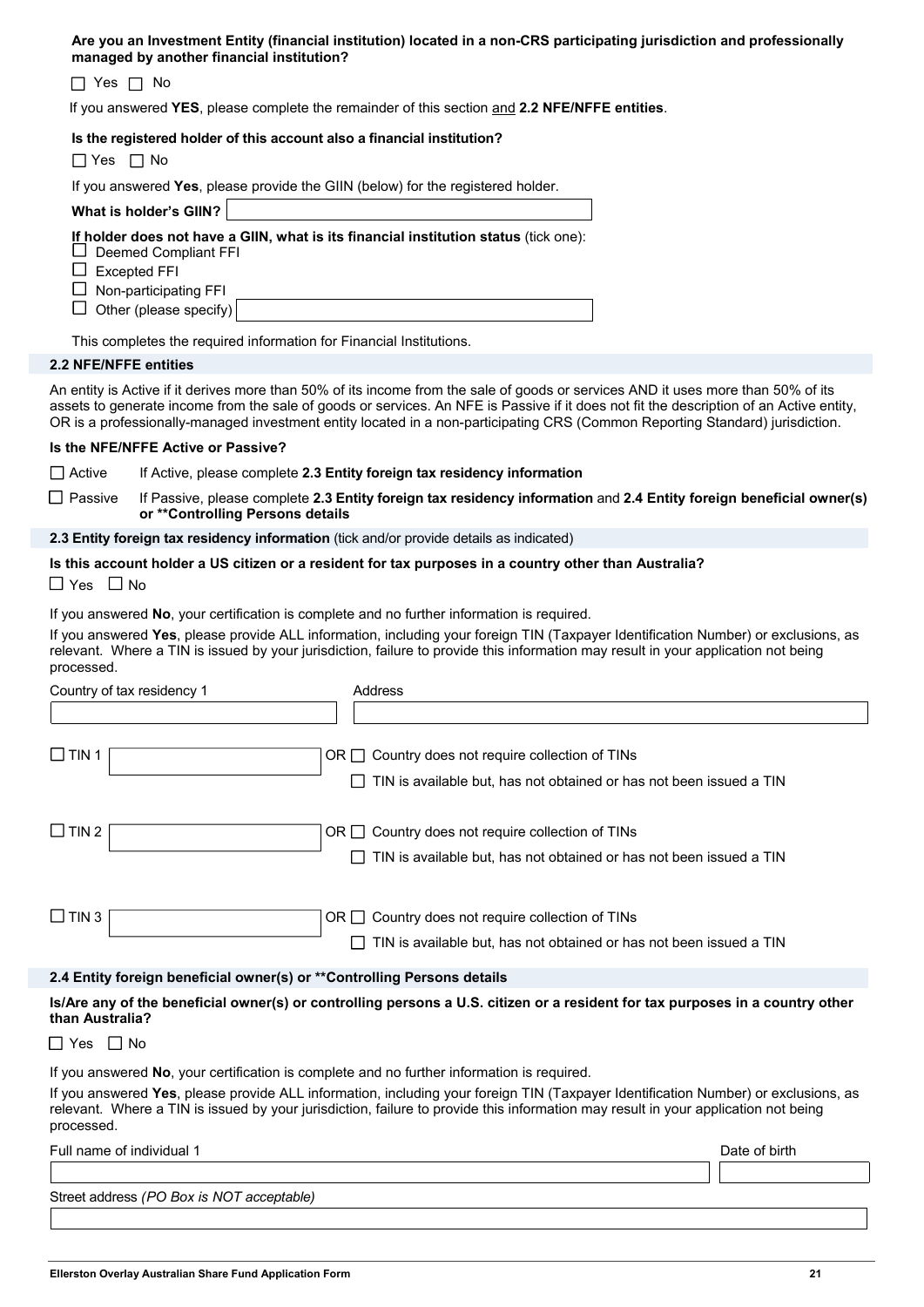**Are you an Investment Entity (financial institution) located in a non-CRS participating jurisdiction and professionally managed by another financial institution?**

☐ Yes ☐ No

If you answered **YES**, please complete the remainder of this section and **2.2 NFE/NFFE entities**.

**Is the registered holder of this account also a financial institution?**

☐ Yes ☐ No

If you answered **Yes**, please provide the GIIN (below) for the registered holder.

**What is holder's GIIN?** ____________________

**If holder does not have a GIIN, what is its financial institution status** (tick one):

☐ Deemed Compliant FFI
☐ Excepted FFI
☐ Non-participating FFI
☐ Other (please specify) ____________________

This completes the required information for Financial Institutions.

## 2.2 NFE/NFFE entities

An entity is Active if it derives more than 50% of its income from the sale of goods or services AND it uses more than 50% of its assets to generate income from the sale of goods or services. An NFE is Passive if it does not fit the description of an Active entity, OR is a professionally-managed investment entity located in a non-participating CRS (Common Reporting Standard) jurisdiction.

**Is the NFE/NFFE Active or Passive?**

☐ Active If Active, please complete **2.3 Entity foreign tax residency information**

☐ Passive If Passive, please complete **2.3 Entity foreign tax residency information** and **2.4 Entity foreign beneficial owner(s) or **Controlling Persons details**

## 2.3 Entity foreign tax residency information (tick and/or provide details as indicated)

**Is this account holder a US citizen or a resident for tax purposes in a country other than Australia?**

☐ Yes ☐ No

If you answered **No**, your certification is complete and no further information is required.

If you answered **Yes**, please provide ALL information, including your foreign TIN (Taxpayer Identification Number) or exclusions, as relevant. Where a TIN is issued by your jurisdiction, failure to provide this information may result in your application not being processed.

| Country of tax residency 1 | Address |
|---|---|
| | |

☐ TIN 1 ____________________ OR ☐ Country does not require collection of TINs
☐ TIN is available but, has not obtained or has not been issued a TIN

☐ TIN 2 ____________________ OR ☐ Country does not require collection of TINs
☐ TIN is available but, has not obtained or has not been issued a TIN

☐ TIN 3 ____________________ OR ☐ Country does not require collection of TINs
☐ TIN is available but, has not obtained or has not been issued a TIN

## 2.4 Entity foreign beneficial owner(s) or **Controlling Persons details

**Is/Are any of the beneficial owner(s) or controlling persons a U.S. citizen or a resident for tax purposes in a country other than Australia?**

☐ Yes ☐ No

If you answered **No**, your certification is complete and no further information is required.

If you answered **Yes**, please provide ALL information, including your foreign TIN (Taxpayer Identification Number) or exclusions, as relevant. Where a TIN is issued by your jurisdiction, failure to provide this information may result in your application not being processed.

| Full name of individual 1 | Date of birth |
|---|---|
| | |

Street address *(PO Box is NOT acceptable)*

____________________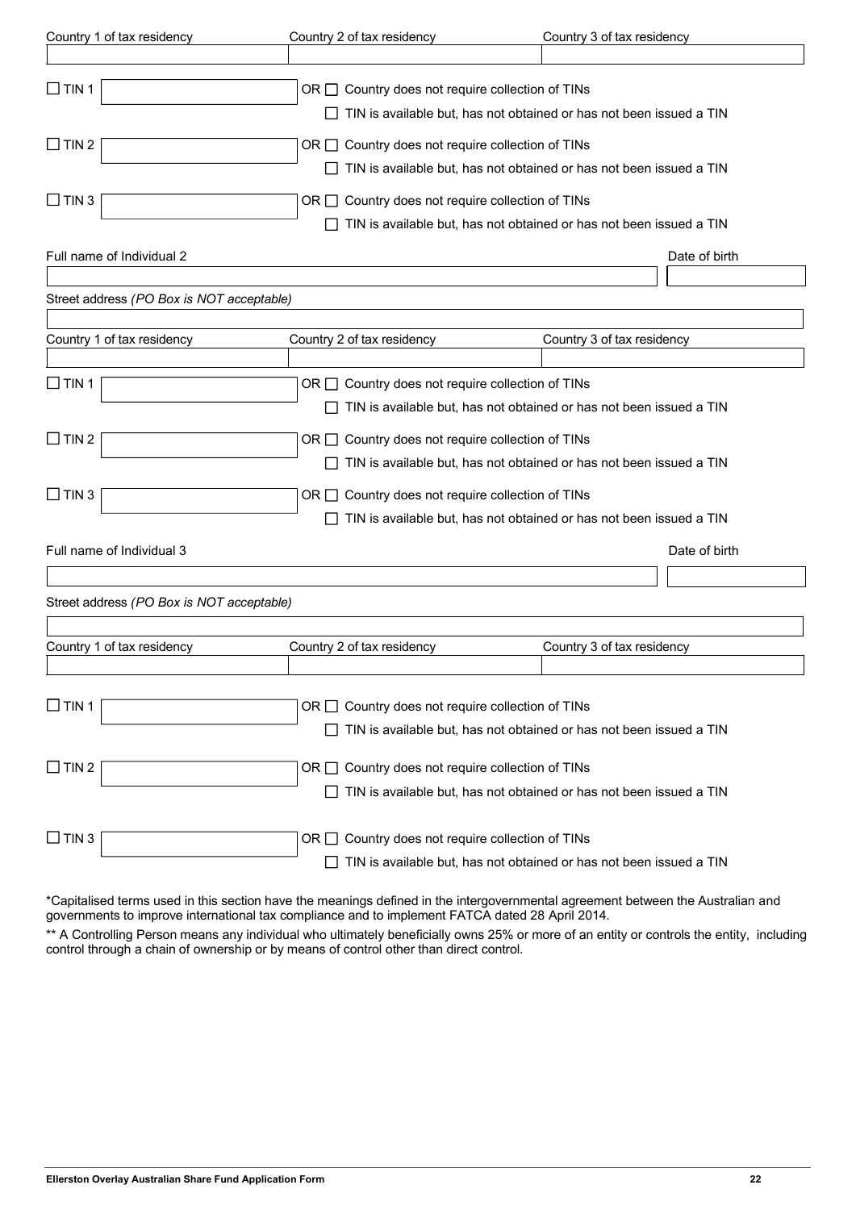| Country 1 of tax residency | Country 2 of tax residency | Country 3 of tax residency |
|---|---|---|
| | | |

☐ TIN 1 ______ OR ☐ Country does not require collection of TINs

☐ TIN is available but, has not obtained or has not been issued a TIN

☐ TIN 2 ______ OR ☐ Country does not require collection of TINs

☐ TIN is available but, has not obtained or has not been issued a TIN

☐ TIN 3 ______ OR ☐ Country does not require collection of TINs

☐ TIN is available but, has not obtained or has not been issued a TIN

| Full name of Individual 2 | Date of birth |
|---|---|
| | |

Street address *(PO Box is NOT acceptable)*

______

| Country 1 of tax residency | Country 2 of tax residency | Country 3 of tax residency |
|---|---|---|
| | | |

☐ TIN 1 ______ OR ☐ Country does not require collection of TINs

☐ TIN is available but, has not obtained or has not been issued a TIN

☐ TIN 2 ______ OR ☐ Country does not require collection of TINs

☐ TIN is available but, has not obtained or has not been issued a TIN

☐ TIN 3 ______ OR ☐ Country does not require collection of TINs

☐ TIN is available but, has not obtained or has not been issued a TIN

| Full name of Individual 3 | Date of birth |
|---|---|
| | |

Street address *(PO Box is NOT acceptable)*

______

| Country 1 of tax residency | Country 2 of tax residency | Country 3 of tax residency |
|---|---|---|
| | | |

☐ TIN 1 ______ OR ☐ Country does not require collection of TINs

☐ TIN is available but, has not obtained or has not been issued a TIN

☐ TIN 2 ______ OR ☐ Country does not require collection of TINs

☐ TIN is available but, has not obtained or has not been issued a TIN

☐ TIN 3 ______ OR ☐ Country does not require collection of TINs

☐ TIN is available but, has not obtained or has not been issued a TIN

*Capitalised terms used in this section have the meanings defined in the intergovernmental agreement between the Australian and governments to improve international tax compliance and to implement FATCA dated 28 April 2014.

** A Controlling Person means any individual who ultimately beneficially owns 25% or more of an entity or controls the entity, including control through a chain of ownership or by means of control other than direct control.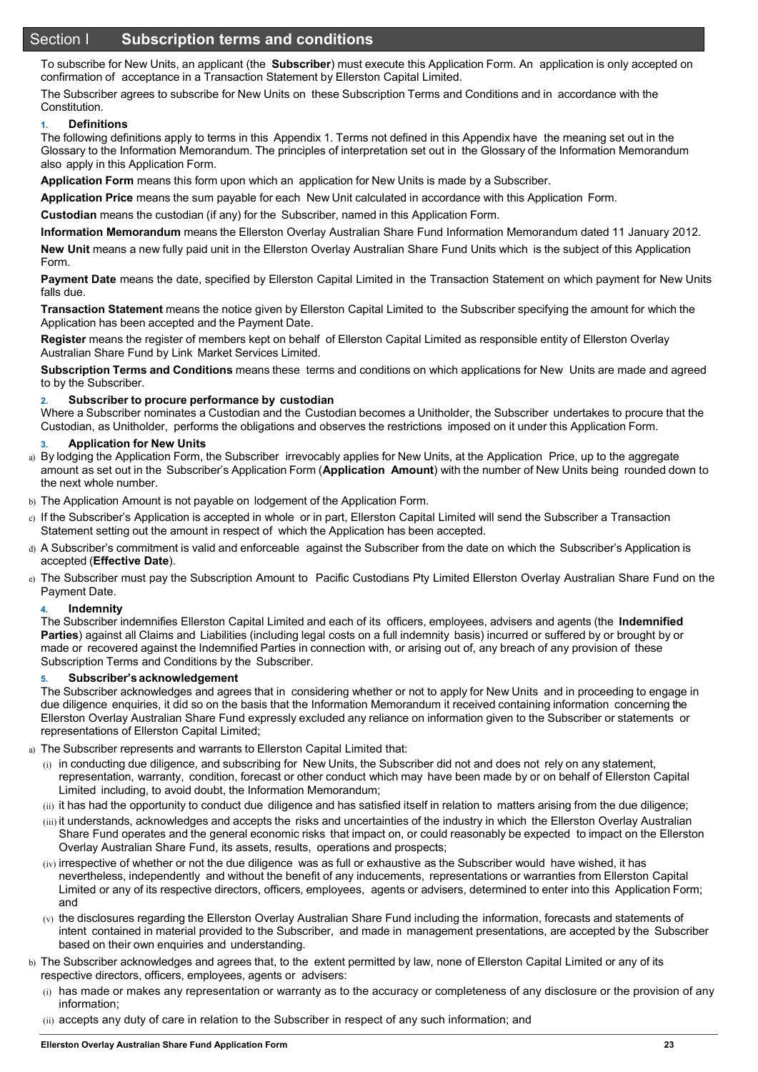# Section I Subscription terms and conditions

To subscribe for New Units, an applicant (the **Subscriber**) must execute this Application Form. An application is only accepted on confirmation of acceptance in a Transaction Statement by Ellerston Capital Limited.

The Subscriber agrees to subscribe for New Units on these Subscription Terms and Conditions and in accordance with the Constitution.

### 1. Definitions

The following definitions apply to terms in this Appendix 1. Terms not defined in this Appendix have the meaning set out in the Glossary to the Information Memorandum. The principles of interpretation set out in the Glossary of the Information Memorandum also apply in this Application Form.

**Application Form** means this form upon which an application for New Units is made by a Subscriber.

**Application Price** means the sum payable for each New Unit calculated in accordance with this Application Form.

**Custodian** means the custodian (if any) for the Subscriber, named in this Application Form.

**Information Memorandum** means the Ellerston Overlay Australian Share Fund Information Memorandum dated 11 January 2012.

**New Unit** means a new fully paid unit in the Ellerston Overlay Australian Share Fund Units which is the subject of this Application Form.

**Payment Date** means the date, specified by Ellerston Capital Limited in the Transaction Statement on which payment for New Units falls due.

**Transaction Statement** means the notice given by Ellerston Capital Limited to the Subscriber specifying the amount for which the Application has been accepted and the Payment Date.

**Register** means the register of members kept on behalf of Ellerston Capital Limited as responsible entity of Ellerston Overlay Australian Share Fund by Link Market Services Limited.

**Subscription Terms and Conditions** means these terms and conditions on which applications for New Units are made and agreed to by the Subscriber.

### 2. Subscriber to procure performance by custodian

Where a Subscriber nominates a Custodian and the Custodian becomes a Unitholder, the Subscriber undertakes to procure that the Custodian, as Unitholder, performs the obligations and observes the restrictions imposed on it under this Application Form.

### 3. Application for New Units

a) By lodging the Application Form, the Subscriber irrevocably applies for New Units, at the Application Price, up to the aggregate amount as set out in the Subscriber's Application Form (**Application Amount**) with the number of New Units being rounded down to the next whole number.

b) The Application Amount is not payable on lodgement of the Application Form.

c) If the Subscriber's Application is accepted in whole or in part, Ellerston Capital Limited will send the Subscriber a Transaction Statement setting out the amount in respect of which the Application has been accepted.

d) A Subscriber's commitment is valid and enforceable against the Subscriber from the date on which the Subscriber's Application is accepted (**Effective Date**).

e) The Subscriber must pay the Subscription Amount to Pacific Custodians Pty Limited Ellerston Overlay Australian Share Fund on the Payment Date.

### 4. Indemnity

The Subscriber indemnifies Ellerston Capital Limited and each of its officers, employees, advisers and agents (the **Indemnified Parties**) against all Claims and Liabilities (including legal costs on a full indemnity basis) incurred or suffered by or brought by or made or recovered against the Indemnified Parties in connection with, or arising out of, any breach of any provision of these Subscription Terms and Conditions by the Subscriber.

### 5. Subscriber's acknowledgement

The Subscriber acknowledges and agrees that in considering whether or not to apply for New Units and in proceeding to engage in due diligence enquiries, it did so on the basis that the Information Memorandum it received containing information concerning the Ellerston Overlay Australian Share Fund expressly excluded any reliance on information given to the Subscriber or statements or representations of Ellerston Capital Limited;

a) The Subscriber represents and warrants to Ellerston Capital Limited that:
   (i) in conducting due diligence, and subscribing for New Units, the Subscriber did not and does not rely on any statement, representation, warranty, condition, forecast or other conduct which may have been made by or on behalf of Ellerston Capital Limited including, to avoid doubt, the Information Memorandum;
   (ii) it has had the opportunity to conduct due diligence and has satisfied itself in relation to matters arising from the due diligence;
   (iii) it understands, acknowledges and accepts the risks and uncertainties of the industry in which the Ellerston Overlay Australian Share Fund operates and the general economic risks that impact on, or could reasonably be expected to impact on the Ellerston Overlay Australian Share Fund, its assets, results, operations and prospects;
   (iv) irrespective of whether or not the due diligence was as full or exhaustive as the Subscriber would have wished, it has nevertheless, independently and without the benefit of any inducements, representations or warranties from Ellerston Capital Limited or any of its respective directors, officers, employees, agents or advisers, determined to enter into this Application Form; and
   (v) the disclosures regarding the Ellerston Overlay Australian Share Fund including the information, forecasts and statements of intent contained in material provided to the Subscriber, and made in management presentations, are accepted by the Subscriber based on their own enquiries and understanding.

b) The Subscriber acknowledges and agrees that, to the extent permitted by law, none of Ellerston Capital Limited or any of its respective directors, officers, employees, agents or advisers:
   (i) has made or makes any representation or warranty as to the accuracy or completeness of any disclosure or the provision of any information;
   (ii) accepts any duty of care in relation to the Subscriber in respect of any such information; and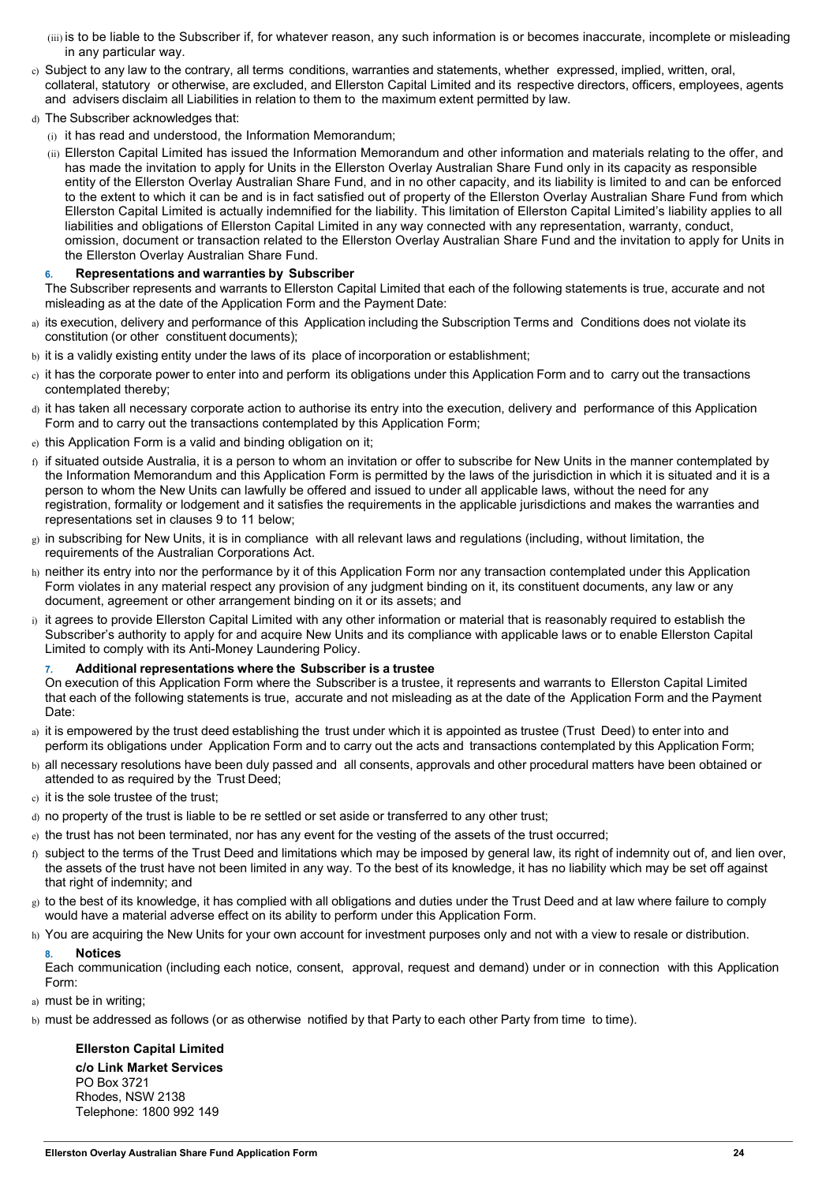(iii) is to be liable to the Subscriber if, for whatever reason, any such information is or becomes inaccurate, incomplete or misleading in any particular way.

c) Subject to any law to the contrary, all terms conditions, warranties and statements, whether expressed, implied, written, oral, collateral, statutory or otherwise, are excluded, and Ellerston Capital Limited and its respective directors, officers, employees, agents and advisers disclaim all Liabilities in relation to them to the maximum extent permitted by law.

d) The Subscriber acknowledges that:

(i) it has read and understood, the Information Memorandum;

(ii) Ellerston Capital Limited has issued the Information Memorandum and other information and materials relating to the offer, and has made the invitation to apply for Units in the Ellerston Overlay Australian Share Fund only in its capacity as responsible entity of the Ellerston Overlay Australian Share Fund, and in no other capacity, and its liability is limited to and can be enforced to the extent to which it can be and is in fact satisfied out of property of the Ellerston Overlay Australian Share Fund from which Ellerston Capital Limited is actually indemnified for the liability. This limitation of Ellerston Capital Limited's liability applies to all liabilities and obligations of Ellerston Capital Limited in any way connected with any representation, warranty, conduct, omission, document or transaction related to the Ellerston Overlay Australian Share Fund and the invitation to apply for Units in the Ellerston Overlay Australian Share Fund.

### 6. Representations and warranties by Subscriber

The Subscriber represents and warrants to Ellerston Capital Limited that each of the following statements is true, accurate and not misleading as at the date of the Application Form and the Payment Date:

a) its execution, delivery and performance of this Application including the Subscription Terms and Conditions does not violate its constitution (or other constituent documents);

b) it is a validly existing entity under the laws of its place of incorporation or establishment;

c) it has the corporate power to enter into and perform its obligations under this Application Form and to carry out the transactions contemplated thereby;

d) it has taken all necessary corporate action to authorise its entry into the execution, delivery and performance of this Application Form and to carry out the transactions contemplated by this Application Form;

e) this Application Form is a valid and binding obligation on it;

f) if situated outside Australia, it is a person to whom an invitation or offer to subscribe for New Units in the manner contemplated by the Information Memorandum and this Application Form is permitted by the laws of the jurisdiction in which it is situated and it is a person to whom the New Units can lawfully be offered and issued to under all applicable laws, without the need for any registration, formality or lodgement and it satisfies the requirements in the applicable jurisdictions and makes the warranties and representations set in clauses 9 to 11 below;

g) in subscribing for New Units, it is in compliance with all relevant laws and regulations (including, without limitation, the requirements of the Australian Corporations Act.

h) neither its entry into nor the performance by it of this Application Form nor any transaction contemplated under this Application Form violates in any material respect any provision of any judgment binding on it, its constituent documents, any law or any document, agreement or other arrangement binding on it or its assets; and

i) it agrees to provide Ellerston Capital Limited with any other information or material that is reasonably required to establish the Subscriber's authority to apply for and acquire New Units and its compliance with applicable laws or to enable Ellerston Capital Limited to comply with its Anti-Money Laundering Policy.

### 7. Additional representations where the Subscriber is a trustee

On execution of this Application Form where the Subscriber is a trustee, it represents and warrants to Ellerston Capital Limited that each of the following statements is true, accurate and not misleading as at the date of the Application Form and the Payment Date:

a) it is empowered by the trust deed establishing the trust under which it is appointed as trustee (Trust Deed) to enter into and perform its obligations under Application Form and to carry out the acts and transactions contemplated by this Application Form;

b) all necessary resolutions have been duly passed and all consents, approvals and other procedural matters have been obtained or attended to as required by the Trust Deed;

c) it is the sole trustee of the trust;

d) no property of the trust is liable to be re settled or set aside or transferred to any other trust;

e) the trust has not been terminated, nor has any event for the vesting of the assets of the trust occurred;

f) subject to the terms of the Trust Deed and limitations which may be imposed by general law, its right of indemnity out of, and lien over, the assets of the trust have not been limited in any way. To the best of its knowledge, it has no liability which may be set off against that right of indemnity; and

g) to the best of its knowledge, it has complied with all obligations and duties under the Trust Deed and at law where failure to comply would have a material adverse effect on its ability to perform under this Application Form.

h) You are acquiring the New Units for your own account for investment purposes only and not with a view to resale or distribution.

### 8. Notices

Each communication (including each notice, consent, approval, request and demand) under or in connection with this Application Form:

a) must be in writing;

b) must be addressed as follows (or as otherwise notified by that Party to each other Party from time to time).

**Ellerston Capital Limited**
**c/o Link Market Services**
PO Box 3721
Rhodes, NSW 2138
Telephone: 1800 992 149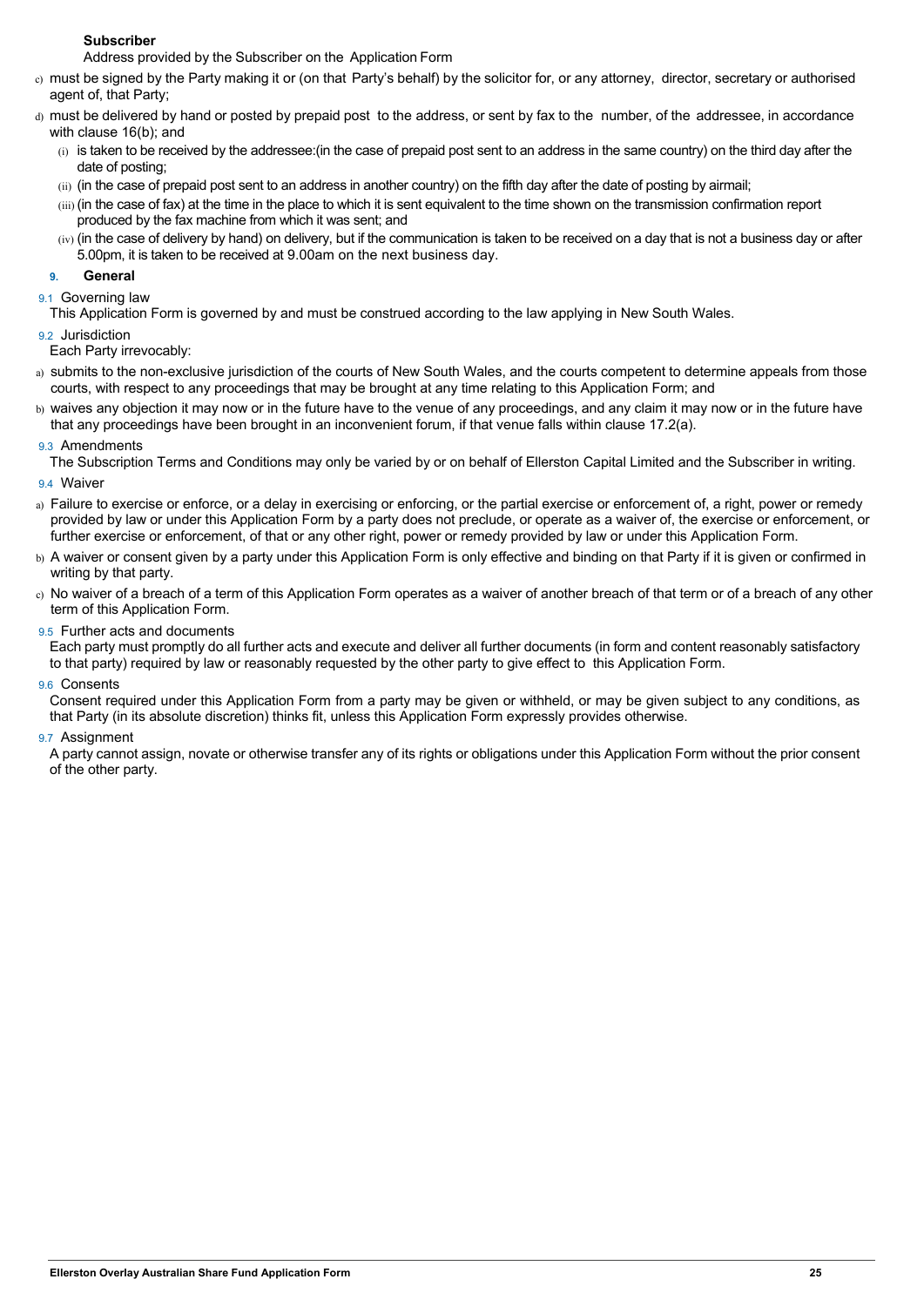**Subscriber**

Address provided by the Subscriber on the Application Form

c) must be signed by the Party making it or (on that Party's behalf) by the solicitor for, or any attorney, director, secretary or authorised agent of, that Party;

d) must be delivered by hand or posted by prepaid post to the address, or sent by fax to the number, of the addressee, in accordance with clause 16(b); and

   (i) is taken to be received by the addressee:(in the case of prepaid post sent to an address in the same country) on the third day after the date of posting;

   (ii) (in the case of prepaid post sent to an address in another country) on the fifth day after the date of posting by airmail;

   (iii) (in the case of fax) at the time in the place to which it is sent equivalent to the time shown on the transmission confirmation report produced by the fax machine from which it was sent; and

   (iv) (in the case of delivery by hand) on delivery, but if the communication is taken to be received on a day that is not a business day or after 5.00pm, it is taken to be received at 9.00am on the next business day.

## 9. General

### 9.1 Governing law

This Application Form is governed by and must be construed according to the law applying in New South Wales.

### 9.2 Jurisdiction

Each Party irrevocably:

a) submits to the non-exclusive jurisdiction of the courts of New South Wales, and the courts competent to determine appeals from those courts, with respect to any proceedings that may be brought at any time relating to this Application Form; and

b) waives any objection it may now or in the future have to the venue of any proceedings, and any claim it may now or in the future have that any proceedings have been brought in an inconvenient forum, if that venue falls within clause 17.2(a).

### 9.3 Amendments

The Subscription Terms and Conditions may only be varied by or on behalf of Ellerston Capital Limited and the Subscriber in writing.

### 9.4 Waiver

a) Failure to exercise or enforce, or a delay in exercising or enforcing, or the partial exercise or enforcement of, a right, power or remedy provided by law or under this Application Form by a party does not preclude, or operate as a waiver of, the exercise or enforcement, or further exercise or enforcement, of that or any other right, power or remedy provided by law or under this Application Form.

b) A waiver or consent given by a party under this Application Form is only effective and binding on that Party if it is given or confirmed in writing by that party.

c) No waiver of a breach of a term of this Application Form operates as a waiver of another breach of that term or of a breach of any other term of this Application Form.

### 9.5 Further acts and documents

Each party must promptly do all further acts and execute and deliver all further documents (in form and content reasonably satisfactory to that party) required by law or reasonably requested by the other party to give effect to this Application Form.

### 9.6 Consents

Consent required under this Application Form from a party may be given or withheld, or may be given subject to any conditions, as that Party (in its absolute discretion) thinks fit, unless this Application Form expressly provides otherwise.

### 9.7 Assignment

A party cannot assign, novate or otherwise transfer any of its rights or obligations under this Application Form without the prior consent of the other party.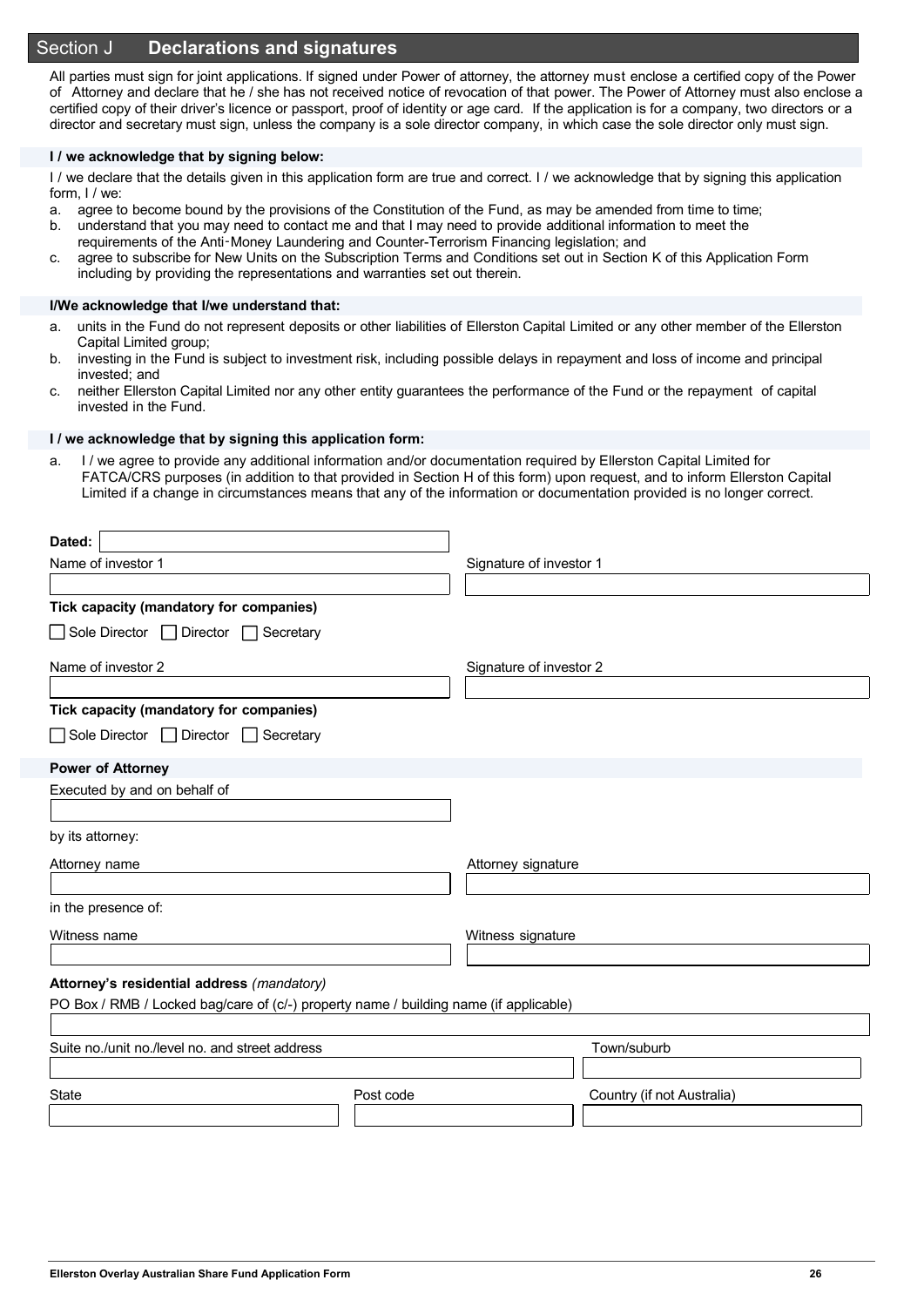## Section J **Declarations and signatures**

All parties must sign for joint applications. If signed under Power of attorney, the attorney must enclose a certified copy of the Power of Attorney and declare that he / she has not received notice of revocation of that power. The Power of Attorney must also enclose a certified copy of their driver's licence or passport, proof of identity or age card. If the application is for a company, two directors or a director and secretary must sign, unless the company is a sole director company, in which case the sole director only must sign.

**I / we acknowledge that by signing below:**

I / we declare that the details given in this application form are true and correct. I / we acknowledge that by signing this application form, I / we:

a. agree to become bound by the provisions of the Constitution of the Fund, as may be amended from time to time;
b. understand that you may need to contact me and that I may need to provide additional information to meet the requirements of the Anti-Money Laundering and Counter-Terrorism Financing legislation; and
c. agree to subscribe for New Units on the Subscription Terms and Conditions set out in Section K of this Application Form including by providing the representations and warranties set out therein.

**I/We acknowledge that I/we understand that:**

a. units in the Fund do not represent deposits or other liabilities of Ellerston Capital Limited or any other member of the Ellerston Capital Limited group;
b. investing in the Fund is subject to investment risk, including possible delays in repayment and loss of income and principal invested; and
c. neither Ellerston Capital Limited nor any other entity guarantees the performance of the Fund or the repayment of capital invested in the Fund.

**I / we acknowledge that by signing this application form:**

a. I / we agree to provide any additional information and/or documentation required by Ellerston Capital Limited for FATCA/CRS purposes (in addition to that provided in Section H of this form) upon request, and to inform Ellerston Capital Limited if a change in circumstances means that any of the information or documentation provided is no longer correct.

**Dated:** ____________________

Name of investor 1 ____________________ Signature of investor 1 ____________________

**Tick capacity (mandatory for companies)**

☐ Sole Director ☐ Director ☐ Secretary

Name of investor 2 ____________________ Signature of investor 2 ____________________

**Tick capacity (mandatory for companies)**

☐ Sole Director ☐ Director ☐ Secretary

**Power of Attorney**

Executed by and on behalf of ____________________

by its attorney:

Attorney name ____________________ Attorney signature ____________________

in the presence of:

Witness name ____________________ Witness signature ____________________

**Attorney's residential address** *(mandatory)*

PO Box / RMB / Locked bag/care of (c/-) property name / building name (if applicable) ____________________

Suite no./unit no./level no. and street address ____________________ Town/suburb ____________________

State ____________________ Post code ____________________ Country (if not Australia) ____________________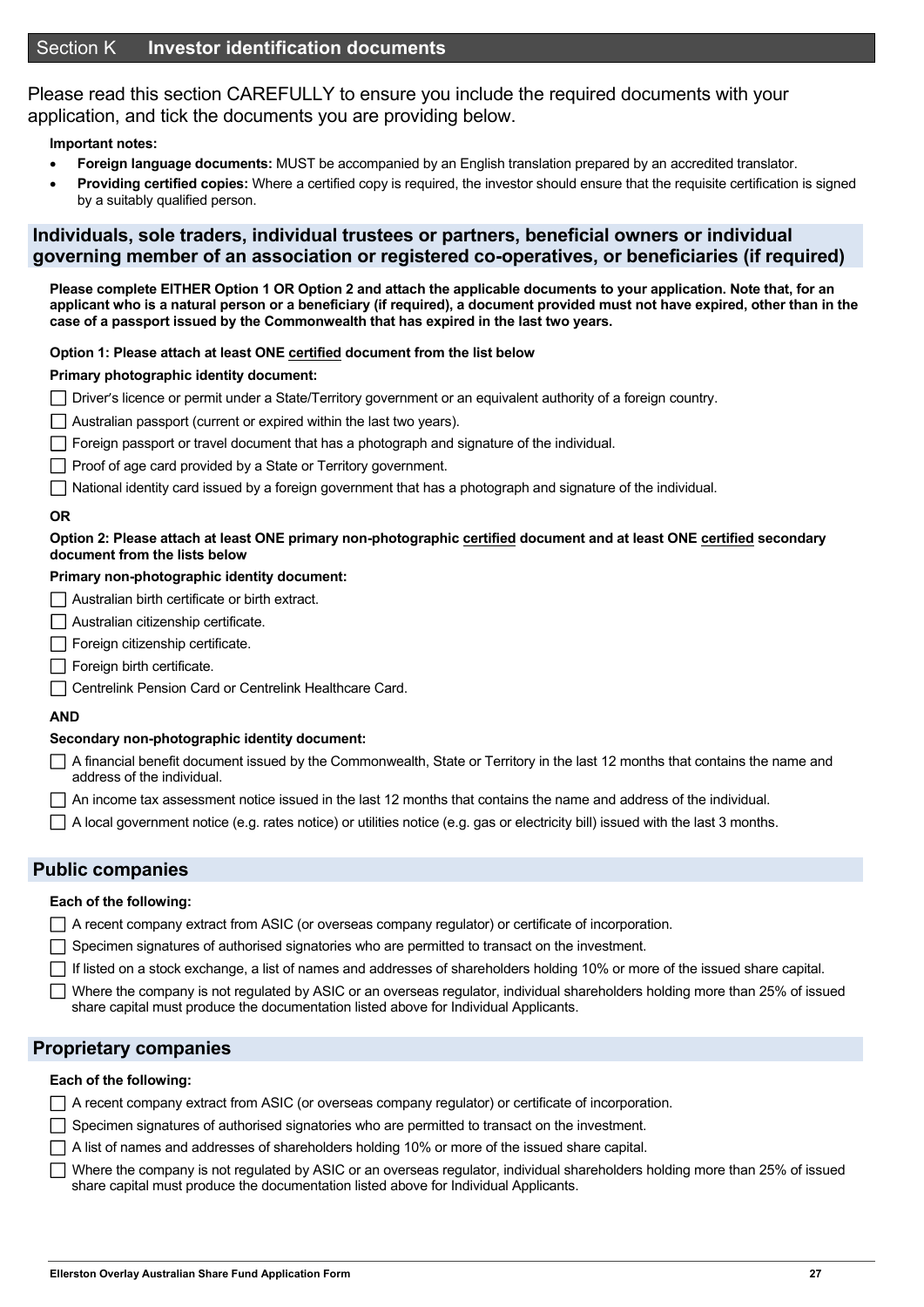## Section K Investor identification documents

Please read this section CAREFULLY to ensure you include the required documents with your application, and tick the documents you are providing below.

**Important notes:**

- **Foreign language documents:** MUST be accompanied by an English translation prepared by an accredited translator.
- **Providing certified copies:** Where a certified copy is required, the investor should ensure that the requisite certification is signed by a suitably qualified person.

### Individuals, sole traders, individual trustees or partners, beneficial owners or individual governing member of an association or registered co-operatives, or beneficiaries (if required)

**Please complete EITHER Option 1 OR Option 2 and attach the applicable documents to your application. Note that, for an applicant who is a natural person or a beneficiary (if required), a document provided must not have expired, other than in the case of a passport issued by the Commonwealth that has expired in the last two years.**

**Option 1: Please attach at least ONE certified document from the list below**

**Primary photographic identity document:**

- ☐ Driver's licence or permit under a State/Territory government or an equivalent authority of a foreign country.
- ☐ Australian passport (current or expired within the last two years).
- ☐ Foreign passport or travel document that has a photograph and signature of the individual.
- ☐ Proof of age card provided by a State or Territory government.
- ☐ National identity card issued by a foreign government that has a photograph and signature of the individual.

**OR**

**Option 2: Please attach at least ONE primary non-photographic certified document and at least ONE certified secondary document from the lists below**

**Primary non-photographic identity document:**

- ☐ Australian birth certificate or birth extract.
- ☐ Australian citizenship certificate.
- ☐ Foreign citizenship certificate.
- ☐ Foreign birth certificate.
- ☐ Centrelink Pension Card or Centrelink Healthcare Card.

**AND**

**Secondary non-photographic identity document:**

- ☐ A financial benefit document issued by the Commonwealth, State or Territory in the last 12 months that contains the name and address of the individual.
- ☐ An income tax assessment notice issued in the last 12 months that contains the name and address of the individual.
- ☐ A local government notice (e.g. rates notice) or utilities notice (e.g. gas or electricity bill) issued with the last 3 months.

### Public companies

**Each of the following:**

- ☐ A recent company extract from ASIC (or overseas company regulator) or certificate of incorporation.
- ☐ Specimen signatures of authorised signatories who are permitted to transact on the investment.
- ☐ If listed on a stock exchange, a list of names and addresses of shareholders holding 10% or more of the issued share capital.
- ☐ Where the company is not regulated by ASIC or an overseas regulator, individual shareholders holding more than 25% of issued share capital must produce the documentation listed above for Individual Applicants.

### Proprietary companies

**Each of the following:**

- ☐ A recent company extract from ASIC (or overseas company regulator) or certificate of incorporation.
- ☐ Specimen signatures of authorised signatories who are permitted to transact on the investment.
- ☐ A list of names and addresses of shareholders holding 10% or more of the issued share capital.
- ☐ Where the company is not regulated by ASIC or an overseas regulator, individual shareholders holding more than 25% of issued share capital must produce the documentation listed above for Individual Applicants.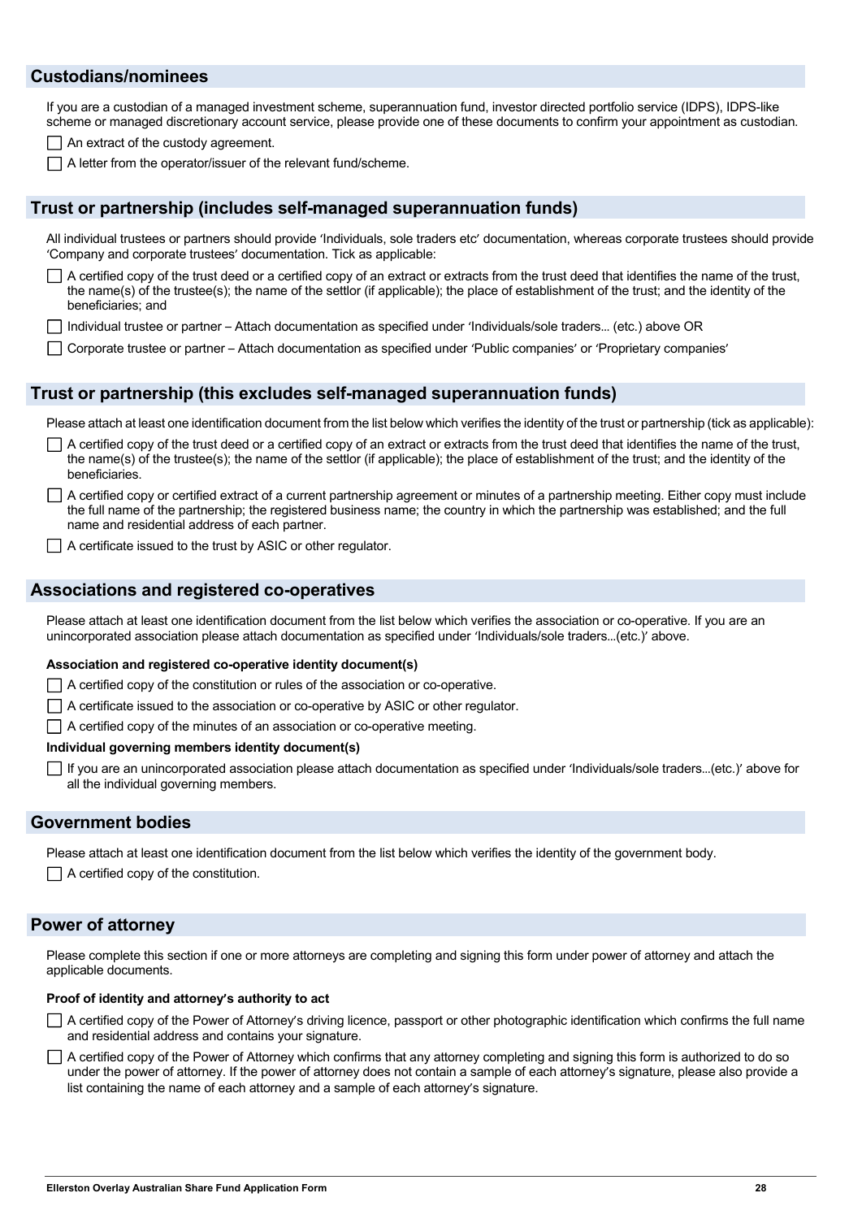## Custodians/nominees

If you are a custodian of a managed investment scheme, superannuation fund, investor directed portfolio service (IDPS), IDPS-like scheme or managed discretionary account service, please provide one of these documents to confirm your appointment as custodian.

- ☐ An extract of the custody agreement.
- ☐ A letter from the operator/issuer of the relevant fund/scheme.

## Trust or partnership (includes self-managed superannuation funds)

All individual trustees or partners should provide 'Individuals, sole traders etc' documentation, whereas corporate trustees should provide 'Company and corporate trustees' documentation. Tick as applicable:

- ☐ A certified copy of the trust deed or a certified copy of an extract or extracts from the trust deed that identifies the name of the trust, the name(s) of the trustee(s); the name of the settlor (if applicable); the place of establishment of the trust; and the identity of the beneficiaries; and
- ☐ Individual trustee or partner – Attach documentation as specified under 'Individuals/sole traders… (etc.) above OR
- ☐ Corporate trustee or partner – Attach documentation as specified under 'Public companies' or 'Proprietary companies'

## Trust or partnership (this excludes self-managed superannuation funds)

Please attach at least one identification document from the list below which verifies the identity of the trust or partnership (tick as applicable):

- ☐ A certified copy of the trust deed or a certified copy of an extract or extracts from the trust deed that identifies the name of the trust, the name(s) of the trustee(s); the name of the settlor (if applicable); the place of establishment of the trust; and the identity of the beneficiaries.
- ☐ A certified copy or certified extract of a current partnership agreement or minutes of a partnership meeting. Either copy must include the full name of the partnership; the registered business name; the country in which the partnership was established; and the full name and residential address of each partner.
- ☐ A certificate issued to the trust by ASIC or other regulator.

## Associations and registered co-operatives

Please attach at least one identification document from the list below which verifies the association or co-operative. If you are an unincorporated association please attach documentation as specified under 'Individuals/sole traders…(etc.)' above.

**Association and registered co-operative identity document(s)**

- ☐ A certified copy of the constitution or rules of the association or co-operative.
- ☐ A certificate issued to the association or co-operative by ASIC or other regulator.
- ☐ A certified copy of the minutes of an association or co-operative meeting.

**Individual governing members identity document(s)**

- ☐ If you are an unincorporated association please attach documentation as specified under 'Individuals/sole traders…(etc.)' above for all the individual governing members.

## Government bodies

Please attach at least one identification document from the list below which verifies the identity of the government body.

- ☐ A certified copy of the constitution.

## Power of attorney

Please complete this section if one or more attorneys are completing and signing this form under power of attorney and attach the applicable documents.

**Proof of identity and attorney's authority to act**

- ☐ A certified copy of the Power of Attorney's driving licence, passport or other photographic identification which confirms the full name and residential address and contains your signature.
- ☐ A certified copy of the Power of Attorney which confirms that any attorney completing and signing this form is authorized to do so under the power of attorney. If the power of attorney does not contain a sample of each attorney's signature, please also provide a list containing the name of each attorney and a sample of each attorney's signature.